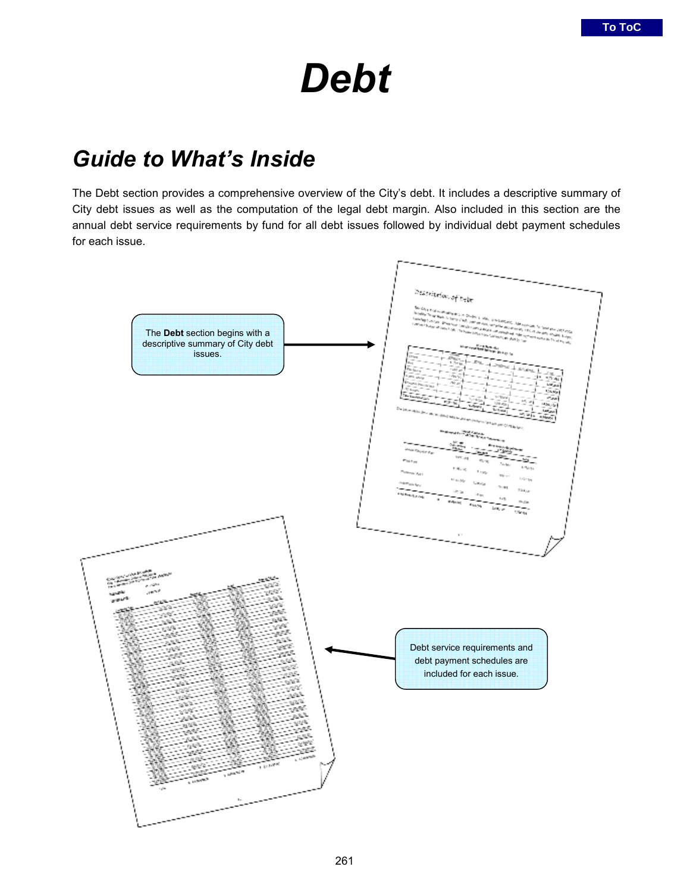# Debt

## Guide to What's Inside

The Debt section provides a comprehensive overview of the City's debt. It includes a descriptive summary of City debt issues as well as the computation of the legal debt margin. Also included in this section are the annual debt service requirements by fund for all debt issues followed by individual debt payment schedules for each issue.

The **Debt** section begins with a descriptive summary of City debt issues.

Debt service requirements and debt payment schedules are included for each issue.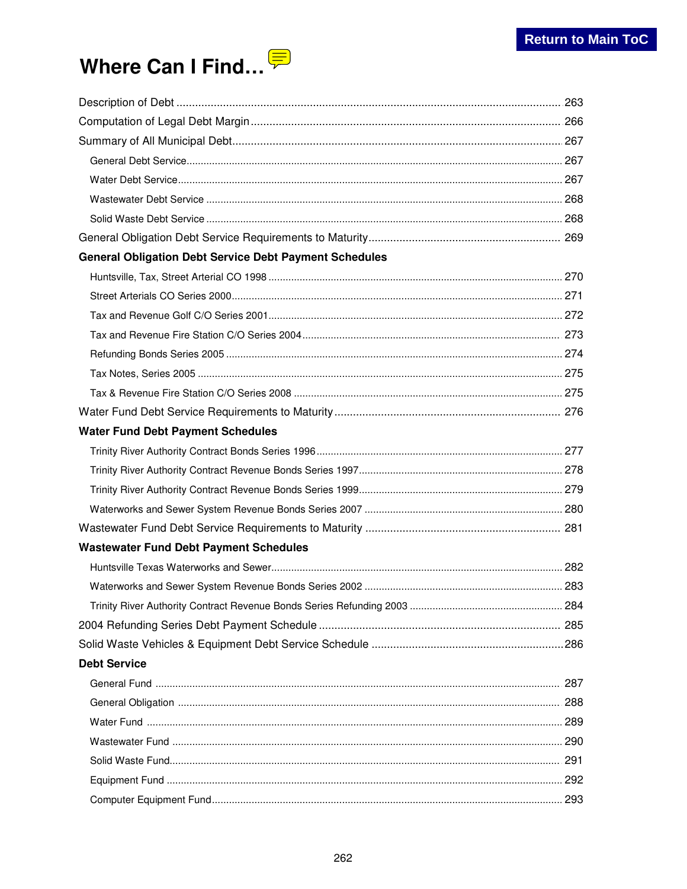Return to Main ToC

# Where Can I Find…

Description of Debt ........................................................................................................................ 263

Computation of Legal Debt Margin ................................................................................................. 266

Summary of All Municipal Debt ..................................................................................................... 267

- General Debt Service ................................................................................................................. 267
- Water Debt Service ..................................................................................................................... 267
- Wastewater Debt Service ........................................................................................................... 268
- Solid Waste Debt Service ........................................................................................................... 268

General Obligation Debt Service Requirements to Maturity ............................................................ 269

**General Obligation Debt Service Debt Payment Schedules**

- Huntsville, Tax, Street Arterial CO 1998 ..................................................................................... 270
- Street Arterials CO Series 2000 .................................................................................................. 271
- Tax and Revenue Golf C/O Series 2001 ..................................................................................... 272
- Tax and Revenue Fire Station C/O Series 2004 .......................................................................... 273
- Refunding Bonds Series 2005 ..................................................................................................... 274
- Tax Notes, Series 2005 ............................................................................................................... 275
- Tax & Revenue Fire Station C/O Series 2008 ............................................................................. 275

Water Fund Debt Service Requirements to Maturity ....................................................................... 276

**Water Fund Debt Payment Schedules**

- Trinity River Authority Contract Bonds Series 1996 .................................................................... 277
- Trinity River Authority Contract Revenue Bonds Series 1997 ...................................................... 278
- Trinity River Authority Contract Revenue Bonds Series 1999 ...................................................... 279
- Waterworks and Sewer System Revenue Bonds Series 2007 ..................................................... 280

Wastewater Fund Debt Service Requirements to Maturity .............................................................. 281

**Wastewater Fund Debt Payment Schedules**

- Huntsville Texas Waterworks and Sewer ..................................................................................... 282
- Waterworks and Sewer System Revenue Bonds Series 2002 ..................................................... 283
- Trinity River Authority Contract Revenue Bonds Series Refunding 2003 ..................................... 284

2004 Refunding Series Debt Payment Schedule ............................................................................ 285

Solid Waste Vehicles & Equipment Debt Service Schedule ............................................................ 286

**Debt Service**

- General Fund .............................................................................................................................. 287
- General Obligation ..................................................................................................................... 288
- Water Fund ................................................................................................................................. 289
- Wastewater Fund ........................................................................................................................ 290
- Solid Waste Fund ........................................................................................................................ 291
- Equipment Fund ......................................................................................................................... 292
- Computer Equipment Fund ......................................................................................................... 293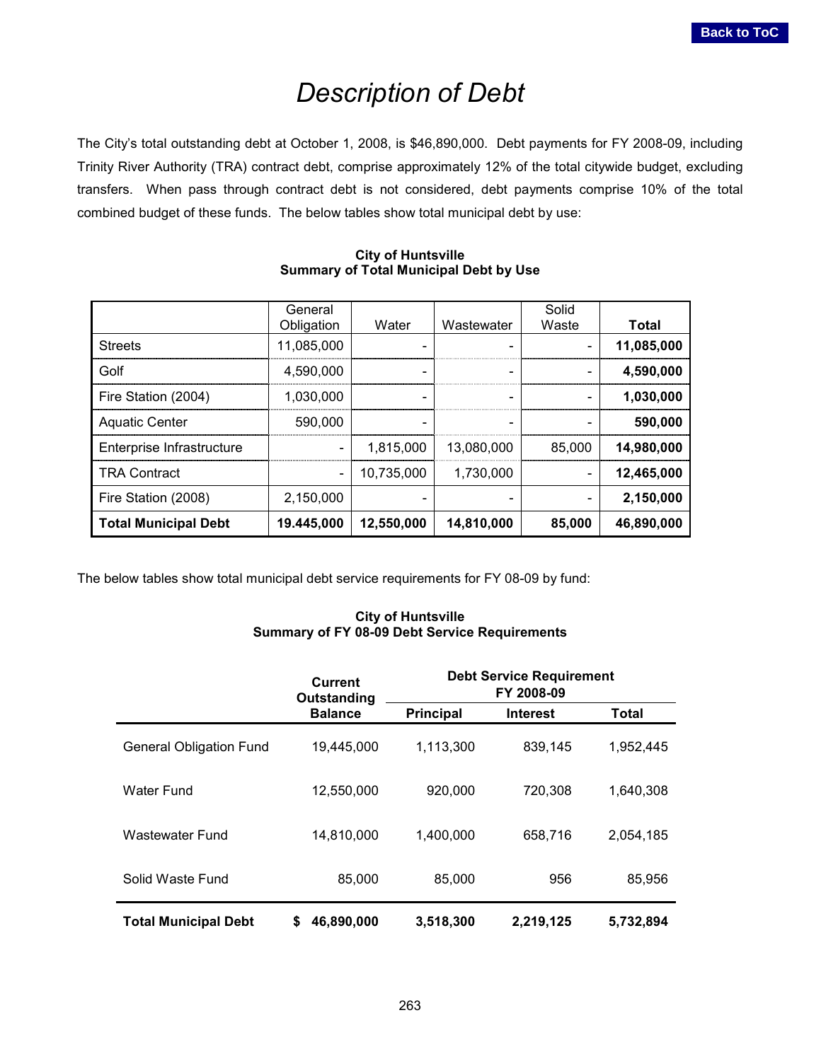# Description of Debt

The City's total outstanding debt at October 1, 2008, is $46,890,000. Debt payments for FY 2008-09, including Trinity River Authority (TRA) contract debt, comprise approximately 12% of the total citywide budget, excluding transfers. When pass through contract debt is not considered, debt payments comprise 10% of the total combined budget of these funds. The below tables show total municipal debt by use:

**City of Huntsville**
**Summary of Total Municipal Debt by Use**

| | General Obligation | Water | Wastewater | Solid Waste | Total |
|---|---|---|---|---|---|
| Streets | 11,085,000 | - | - | - | **11,085,000** |
| Golf | 4,590,000 | - | - | - | **4,590,000** |
| Fire Station (2004) | 1,030,000 | - | - | - | **1,030,000** |
| Aquatic Center | 590,000 | - | - | - | **590,000** |
| Enterprise Infrastructure | - | 1,815,000 | 13,080,000 | 85,000 | **14,980,000** |
| TRA Contract | - | 10,735,000 | 1,730,000 | - | **12,465,000** |
| Fire Station (2008) | 2,150,000 | - | - | - | **2,150,000** |
| **Total Municipal Debt** | **19.445,000** | **12,550,000** | **14,810,000** | **85,000** | **46,890,000** |

The below tables show total municipal debt service requirements for FY 08-09 by fund:

**City of Huntsville**
**Summary of FY 08-09 Debt Service Requirements**

| | **Current Outstanding** | **Debt Service Requirement FY 2008-09** | | |
|---|---|---|---|---|
| | **Balance** | **Principal** | **Interest** | **Total** |
| General Obligation Fund | 19,445,000 | 1,113,300 | 839,145 | 1,952,445 |
| Water Fund | 12,550,000 | 920,000 | 720,308 | 1,640,308 |
| Wastewater Fund | 14,810,000 | 1,400,000 | 658,716 | 2,054,185 |
| Solid Waste Fund | 85,000 | 85,000 | 956 | 85,956 |
| **Total Municipal Debt** | **$ 46,890,000** | **3,518,300** | **2,219,125** | **5,732,894** |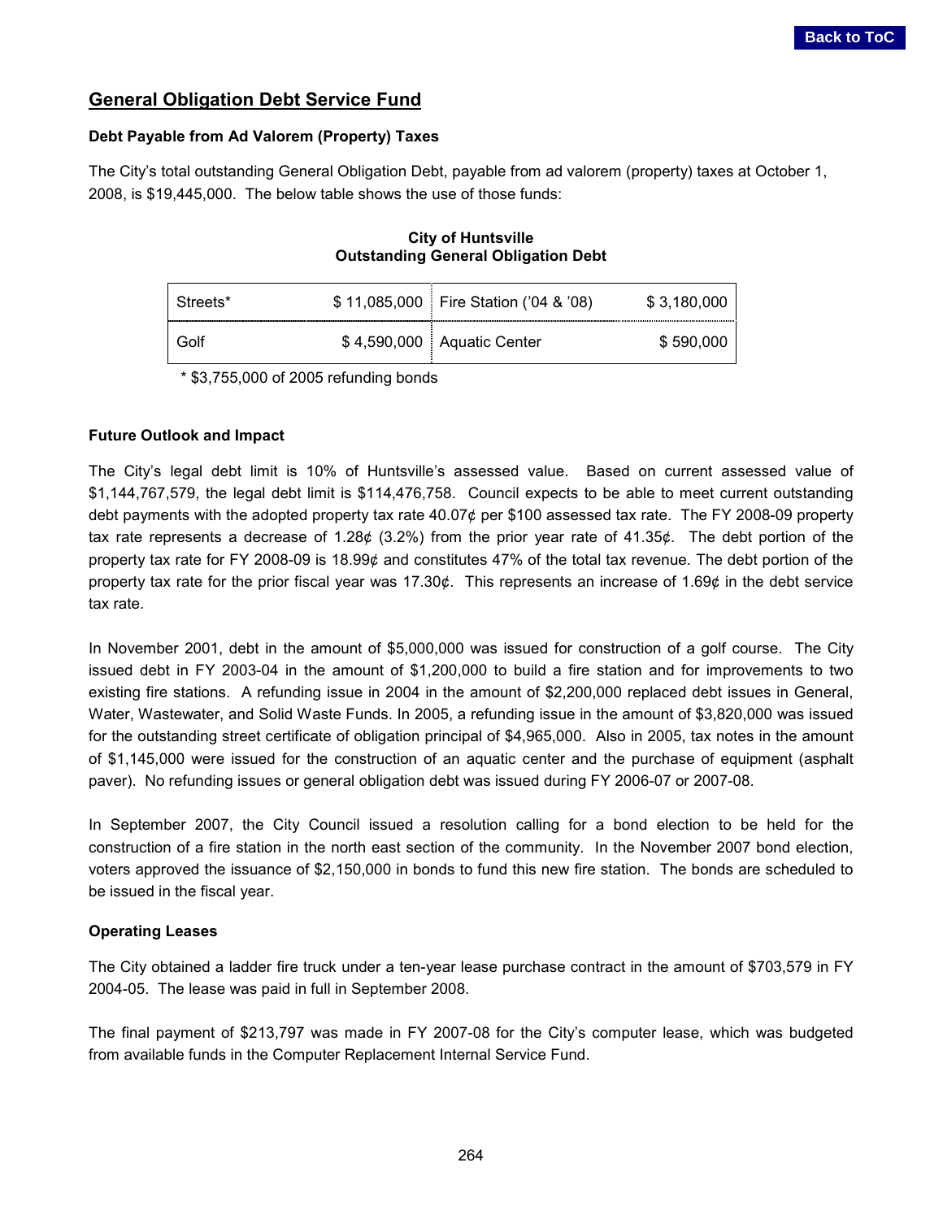## General Obligation Debt Service Fund

### Debt Payable from Ad Valorem (Property) Taxes

The City's total outstanding General Obligation Debt, payable from ad valorem (property) taxes at October 1, 2008, is $19,445,000. The below table shows the use of those funds:

**City of Huntsville**
**Outstanding General Obligation Debt**

| | | | |
|---|---|---|---|
| Streets* | $ 11,085,000 | Fire Station ('04 & '08) | $ 3,180,000 |
| Golf | $ 4,590,000 | Aquatic Center | $ 590,000 |

* $3,755,000 of 2005 refunding bonds

### Future Outlook and Impact

The City's legal debt limit is 10% of Huntsville's assessed value. Based on current assessed value of $1,144,767,579, the legal debt limit is $114,476,758. Council expects to be able to meet current outstanding debt payments with the adopted property tax rate 40.07¢ per $100 assessed tax rate. The FY 2008-09 property tax rate represents a decrease of 1.28¢ (3.2%) from the prior year rate of 41.35¢. The debt portion of the property tax rate for FY 2008-09 is 18.99¢ and constitutes 47% of the total tax revenue. The debt portion of the property tax rate for the prior fiscal year was 17.30¢. This represents an increase of 1.69¢ in the debt service tax rate.

In November 2001, debt in the amount of $5,000,000 was issued for construction of a golf course. The City issued debt in FY 2003-04 in the amount of $1,200,000 to build a fire station and for improvements to two existing fire stations. A refunding issue in 2004 in the amount of $2,200,000 replaced debt issues in General, Water, Wastewater, and Solid Waste Funds. In 2005, a refunding issue in the amount of $3,820,000 was issued for the outstanding street certificate of obligation principal of $4,965,000. Also in 2005, tax notes in the amount of $1,145,000 were issued for the construction of an aquatic center and the purchase of equipment (asphalt paver). No refunding issues or general obligation debt was issued during FY 2006-07 or 2007-08.

In September 2007, the City Council issued a resolution calling for a bond election to be held for the construction of a fire station in the north east section of the community. In the November 2007 bond election, voters approved the issuance of $2,150,000 in bonds to fund this new fire station. The bonds are scheduled to be issued in the fiscal year.

### Operating Leases

The City obtained a ladder fire truck under a ten-year lease purchase contract in the amount of $703,579 in FY 2004-05. The lease was paid in full in September 2008.

The final payment of $213,797 was made in FY 2007-08 for the City's computer lease, which was budgeted from available funds in the Computer Replacement Internal Service Fund.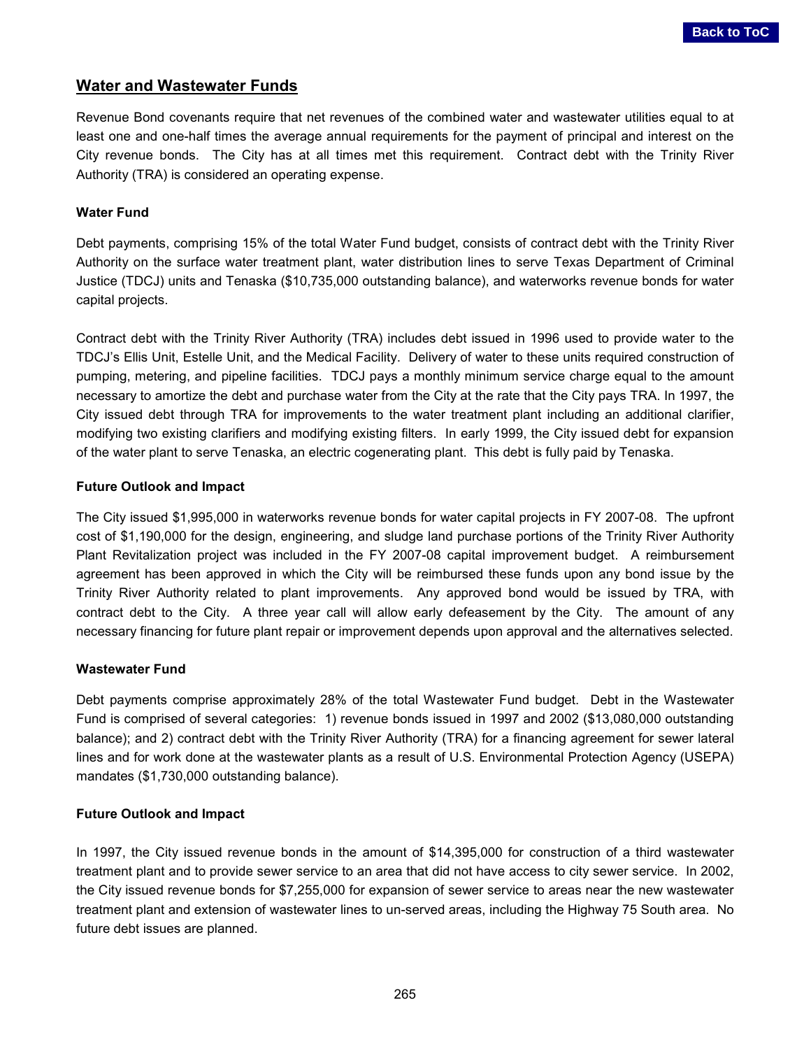## Water and Wastewater Funds

Revenue Bond covenants require that net revenues of the combined water and wastewater utilities equal to at least one and one-half times the average annual requirements for the payment of principal and interest on the City revenue bonds. The City has at all times met this requirement. Contract debt with the Trinity River Authority (TRA) is considered an operating expense.

### Water Fund

Debt payments, comprising 15% of the total Water Fund budget, consists of contract debt with the Trinity River Authority on the surface water treatment plant, water distribution lines to serve Texas Department of Criminal Justice (TDCJ) units and Tenaska ($10,735,000 outstanding balance), and waterworks revenue bonds for water capital projects.

Contract debt with the Trinity River Authority (TRA) includes debt issued in 1996 used to provide water to the TDCJ's Ellis Unit, Estelle Unit, and the Medical Facility. Delivery of water to these units required construction of pumping, metering, and pipeline facilities. TDCJ pays a monthly minimum service charge equal to the amount necessary to amortize the debt and purchase water from the City at the rate that the City pays TRA. In 1997, the City issued debt through TRA for improvements to the water treatment plant including an additional clarifier, modifying two existing clarifiers and modifying existing filters. In early 1999, the City issued debt for expansion of the water plant to serve Tenaska, an electric cogenerating plant. This debt is fully paid by Tenaska.

### Future Outlook and Impact

The City issued $1,995,000 in waterworks revenue bonds for water capital projects in FY 2007-08. The upfront cost of $1,190,000 for the design, engineering, and sludge land purchase portions of the Trinity River Authority Plant Revitalization project was included in the FY 2007-08 capital improvement budget. A reimbursement agreement has been approved in which the City will be reimbursed these funds upon any bond issue by the Trinity River Authority related to plant improvements. Any approved bond would be issued by TRA, with contract debt to the City. A three year call will allow early defeasement by the City. The amount of any necessary financing for future plant repair or improvement depends upon approval and the alternatives selected.

### Wastewater Fund

Debt payments comprise approximately 28% of the total Wastewater Fund budget. Debt in the Wastewater Fund is comprised of several categories: 1) revenue bonds issued in 1997 and 2002 ($13,080,000 outstanding balance); and 2) contract debt with the Trinity River Authority (TRA) for a financing agreement for sewer lateral lines and for work done at the wastewater plants as a result of U.S. Environmental Protection Agency (USEPA) mandates ($1,730,000 outstanding balance).

### Future Outlook and Impact

In 1997, the City issued revenue bonds in the amount of $14,395,000 for construction of a third wastewater treatment plant and to provide sewer service to an area that did not have access to city sewer service. In 2002, the City issued revenue bonds for $7,255,000 for expansion of sewer service to areas near the new wastewater treatment plant and extension of wastewater lines to un-served areas, including the Highway 75 South area. No future debt issues are planned.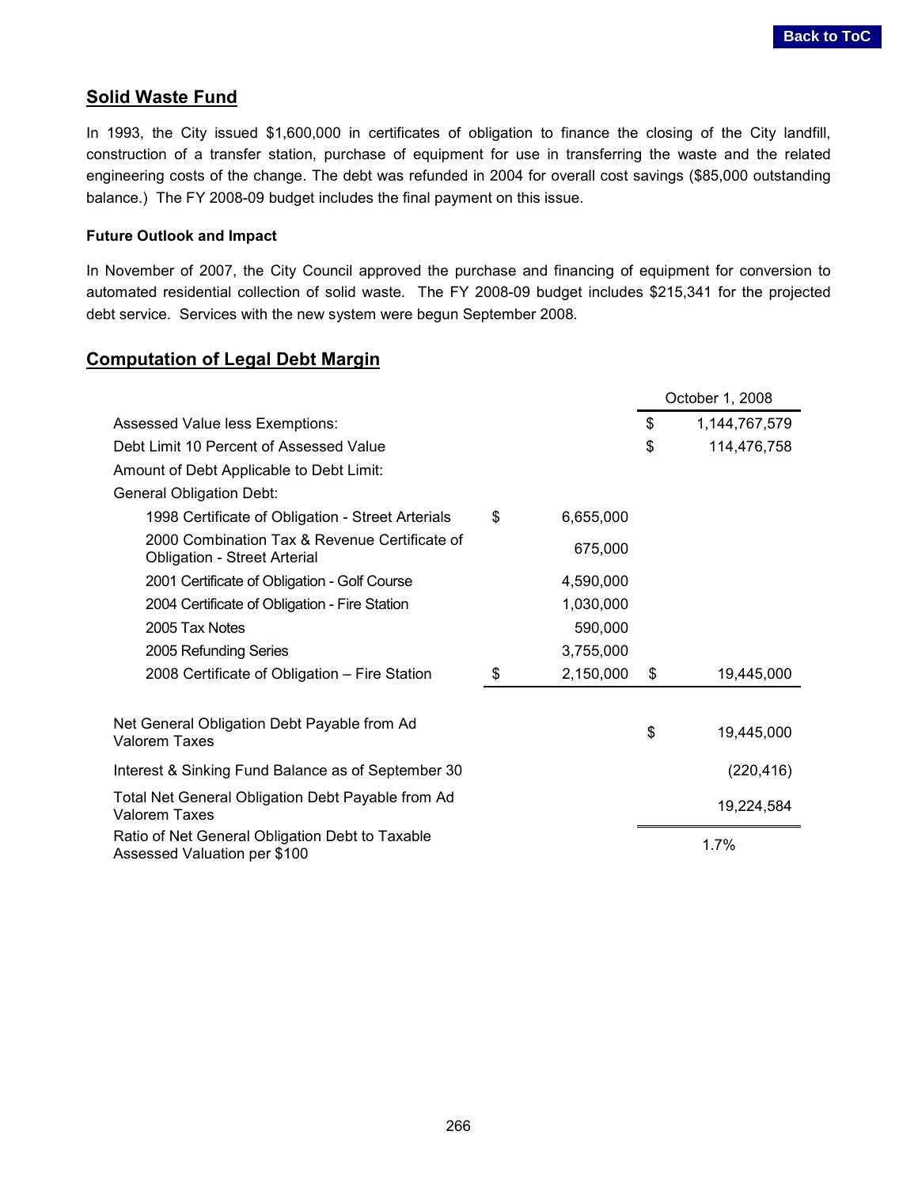## Solid Waste Fund

In 1993, the City issued $1,600,000 in certificates of obligation to finance the closing of the City landfill, construction of a transfer station, purchase of equipment for use in transferring the waste and the related engineering costs of the change. The debt was refunded in 2004 for overall cost savings ($85,000 outstanding balance.) The FY 2008-09 budget includes the final payment on this issue.

### Future Outlook and Impact

In November of 2007, the City Council approved the purchase and financing of equipment for conversion to automated residential collection of solid waste. The FY 2008-09 budget includes $215,341 for the projected debt service. Services with the new system were begun September 2008.

## Computation of Legal Debt Margin

| | | | | October 1, 2008 |
|---|---|---|---|---|
| Assessed Value less Exemptions: | | | $ | 1,144,767,579 |
| Debt Limit 10 Percent of Assessed Value | | | $ | 114,476,758 |
| Amount of Debt Applicable to Debt Limit: | | | | |
| General Obligation Debt: | | | | |
| 1998 Certificate of Obligation - Street Arterials | $ | 6,655,000 | | |
| 2000 Combination Tax & Revenue Certificate of Obligation - Street Arterial | | 675,000 | | |
| 2001 Certificate of Obligation - Golf Course | | 4,590,000 | | |
| 2004 Certificate of Obligation - Fire Station | | 1,030,000 | | |
| 2005 Tax Notes | | 590,000 | | |
| 2005 Refunding Series | | 3,755,000 | | |
| 2008 Certificate of Obligation – Fire Station | $ | 2,150,000 | $ | 19,445,000 |
| Net General Obligation Debt Payable from Ad Valorem Taxes | | | $ | 19,445,000 |
| Interest & Sinking Fund Balance as of September 30 | | | | (220,416) |
| Total Net General Obligation Debt Payable from Ad Valorem Taxes | | | | 19,224,584 |
| Ratio of Net General Obligation Debt to Taxable Assessed Valuation per $100 | | | | 1.7% |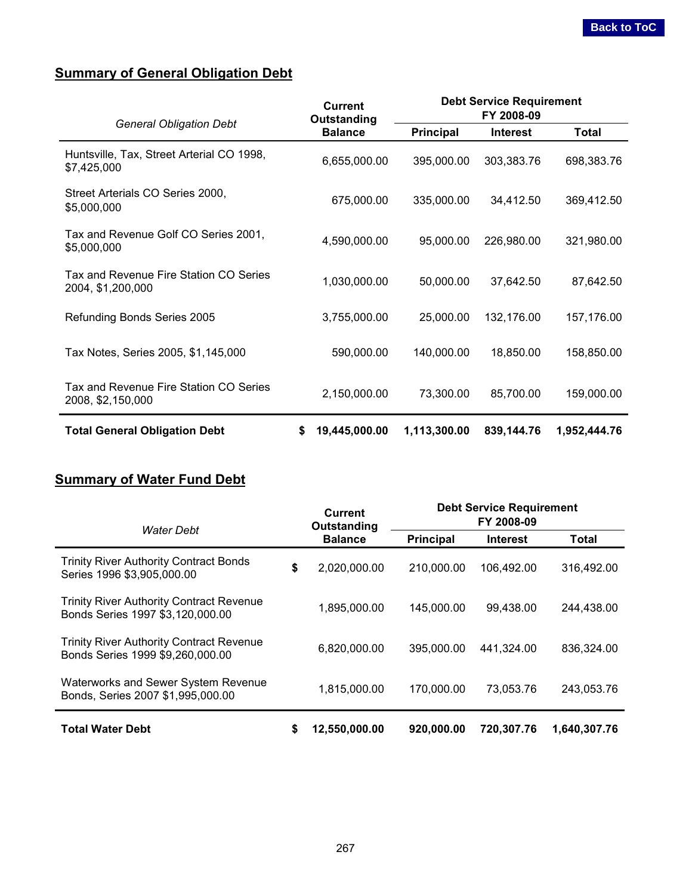## Summary of General Obligation Debt

| *General Obligation Debt* | Current Outstanding Balance | Debt Service Requirement FY 2008-09 | | |
|---|---|---|---|---|
| | | Principal | Interest | Total |
| Huntsville, Tax, Street Arterial CO 1998, $7,425,000 | 6,655,000.00 | 395,000.00 | 303,383.76 | 698,383.76 |
| Street Arterials CO Series 2000, $5,000,000 | 675,000.00 | 335,000.00 | 34,412.50 | 369,412.50 |
| Tax and Revenue Golf CO Series 2001, $5,000,000 | 4,590,000.00 | 95,000.00 | 226,980.00 | 321,980.00 |
| Tax and Revenue Fire Station CO Series 2004, $1,200,000 | 1,030,000.00 | 50,000.00 | 37,642.50 | 87,642.50 |
| Refunding Bonds Series 2005 | 3,755,000.00 | 25,000.00 | 132,176.00 | 157,176.00 |
| Tax Notes, Series 2005, $1,145,000 | 590,000.00 | 140,000.00 | 18,850.00 | 158,850.00 |
| Tax and Revenue Fire Station CO Series 2008, $2,150,000 | 2,150,000.00 | 73,300.00 | 85,700.00 | 159,000.00 |
| **Total General Obligation Debt** | **$ 19,445,000.00** | **1,113,300.00** | **839,144.76** | **1,952,444.76** |

## Summary of Water Fund Debt

| *Water Debt* | Current Outstanding Balance | Debt Service Requirement FY 2008-09 | | |
|---|---|---|---|---|
| | | Principal | Interest | Total |
| Trinity River Authority Contract Bonds Series 1996 $3,905,000.00 | $ 2,020,000.00 | 210,000.00 | 106,492.00 | 316,492.00 |
| Trinity River Authority Contract Revenue Bonds Series 1997 $3,120,000.00 | 1,895,000.00 | 145,000.00 | 99,438.00 | 244,438.00 |
| Trinity River Authority Contract Revenue Bonds Series 1999 $9,260,000.00 | 6,820,000.00 | 395,000.00 | 441,324.00 | 836,324.00 |
| Waterworks and Sewer System Revenue Bonds, Series 2007 $1,995,000.00 | 1,815,000.00 | 170,000.00 | 73,053.76 | 243,053.76 |
| **Total Water Debt** | **$ 12,550,000.00** | **920,000.00** | **720,307.76** | **1,640,307.76** |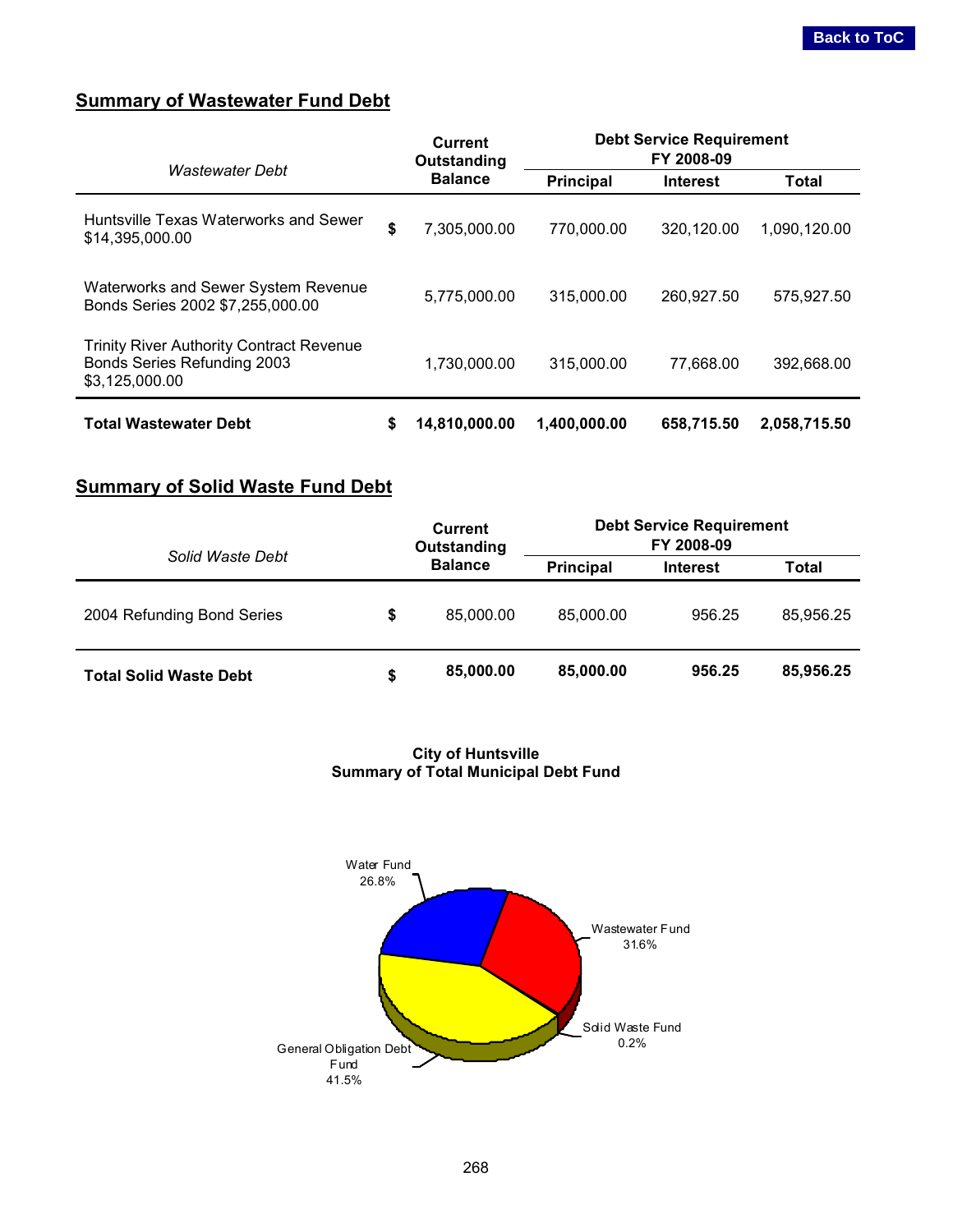## Summary of Wastewater Fund Debt

| *Wastewater Debt* | | Current Outstanding Balance | Debt Service Requirement FY 2008-09 | | |
|---|---|---|---|---|---|
| | | | **Principal** | **Interest** | **Total** |
| Huntsville Texas Waterworks and Sewer $14,395,000.00 | $ | 7,305,000.00 | 770,000.00 | 320,120.00 | 1,090,120.00 |
| Waterworks and Sewer System Revenue Bonds Series 2002 $7,255,000.00 | | 5,775,000.00 | 315,000.00 | 260,927.50 | 575,927.50 |
| Trinity River Authority Contract Revenue Bonds Series Refunding 2003 $3,125,000.00 | | 1,730,000.00 | 315,000.00 | 77,668.00 | 392,668.00 |
| **Total Wastewater Debt** | **$** | **14,810,000.00** | **1,400,000.00** | **658,715.50** | **2,058,715.50** |

## Summary of Solid Waste Fund Debt

| *Solid Waste Debt* | | Current Outstanding Balance | Debt Service Requirement FY 2008-09 | | |
|---|---|---|---|---|---|
| | | | **Principal** | **Interest** | **Total** |
| 2004 Refunding Bond Series | $ | 85,000.00 | 85,000.00 | 956.25 | 85,956.25 |
| **Total Solid Waste Debt** | **$** | **85,000.00** | **85,000.00** | **956.25** | **85,956.25** |

**City of Huntsville**
**Summary of Total Municipal Debt Fund**

Water Fund 26.8%

Wastewater Fund 31.6%

Solid Waste Fund 0.2%

General Obligation Debt Fund 41.5%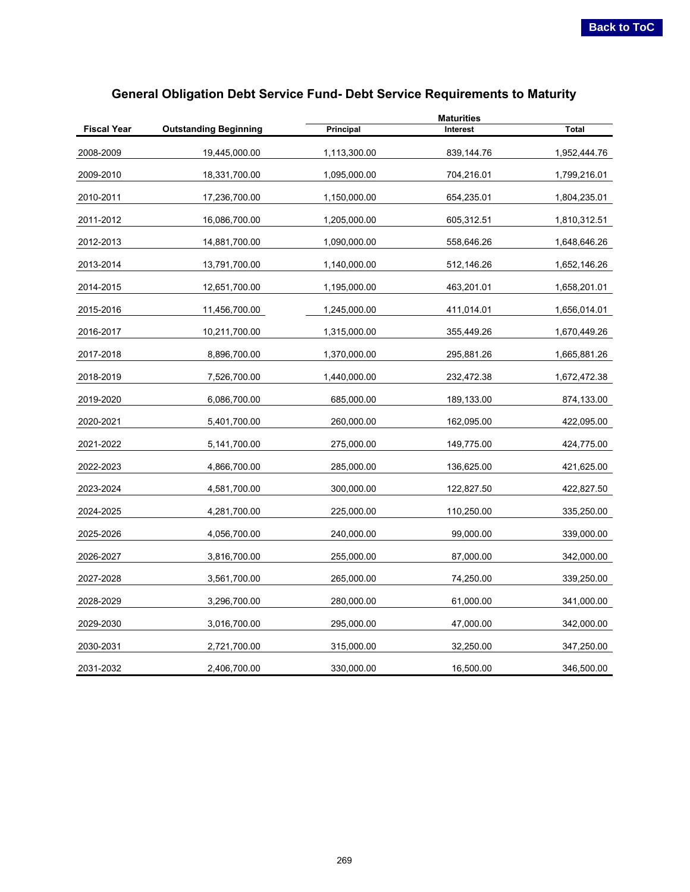## General Obligation Debt Service Fund- Debt Service Requirements to Maturity

| Fiscal Year | Outstanding Beginning | Maturities | | |
|---|---|---|---|---|
| | | Principal | Interest | Total |
| 2008-2009 | 19,445,000.00 | 1,113,300.00 | 839,144.76 | 1,952,444.76 |
| 2009-2010 | 18,331,700.00 | 1,095,000.00 | 704,216.01 | 1,799,216.01 |
| 2010-2011 | 17,236,700.00 | 1,150,000.00 | 654,235.01 | 1,804,235.01 |
| 2011-2012 | 16,086,700.00 | 1,205,000.00 | 605,312.51 | 1,810,312.51 |
| 2012-2013 | 14,881,700.00 | 1,090,000.00 | 558,646.26 | 1,648,646.26 |
| 2013-2014 | 13,791,700.00 | 1,140,000.00 | 512,146.26 | 1,652,146.26 |
| 2014-2015 | 12,651,700.00 | 1,195,000.00 | 463,201.01 | 1,658,201.01 |
| 2015-2016 | 11,456,700.00 | 1,245,000.00 | 411,014.01 | 1,656,014.01 |
| 2016-2017 | 10,211,700.00 | 1,315,000.00 | 355,449.26 | 1,670,449.26 |
| 2017-2018 | 8,896,700.00 | 1,370,000.00 | 295,881.26 | 1,665,881.26 |
| 2018-2019 | 7,526,700.00 | 1,440,000.00 | 232,472.38 | 1,672,472.38 |
| 2019-2020 | 6,086,700.00 | 685,000.00 | 189,133.00 | 874,133.00 |
| 2020-2021 | 5,401,700.00 | 260,000.00 | 162,095.00 | 422,095.00 |
| 2021-2022 | 5,141,700.00 | 275,000.00 | 149,775.00 | 424,775.00 |
| 2022-2023 | 4,866,700.00 | 285,000.00 | 136,625.00 | 421,625.00 |
| 2023-2024 | 4,581,700.00 | 300,000.00 | 122,827.50 | 422,827.50 |
| 2024-2025 | 4,281,700.00 | 225,000.00 | 110,250.00 | 335,250.00 |
| 2025-2026 | 4,056,700.00 | 240,000.00 | 99,000.00 | 339,000.00 |
| 2026-2027 | 3,816,700.00 | 255,000.00 | 87,000.00 | 342,000.00 |
| 2027-2028 | 3,561,700.00 | 265,000.00 | 74,250.00 | 339,250.00 |
| 2028-2029 | 3,296,700.00 | 280,000.00 | 61,000.00 | 341,000.00 |
| 2029-2030 | 3,016,700.00 | 295,000.00 | 47,000.00 | 342,000.00 |
| 2030-2031 | 2,721,700.00 | 315,000.00 | 32,250.00 | 347,250.00 |
| 2031-2032 | 2,406,700.00 | 330,000.00 | 16,500.00 | 346,500.00 |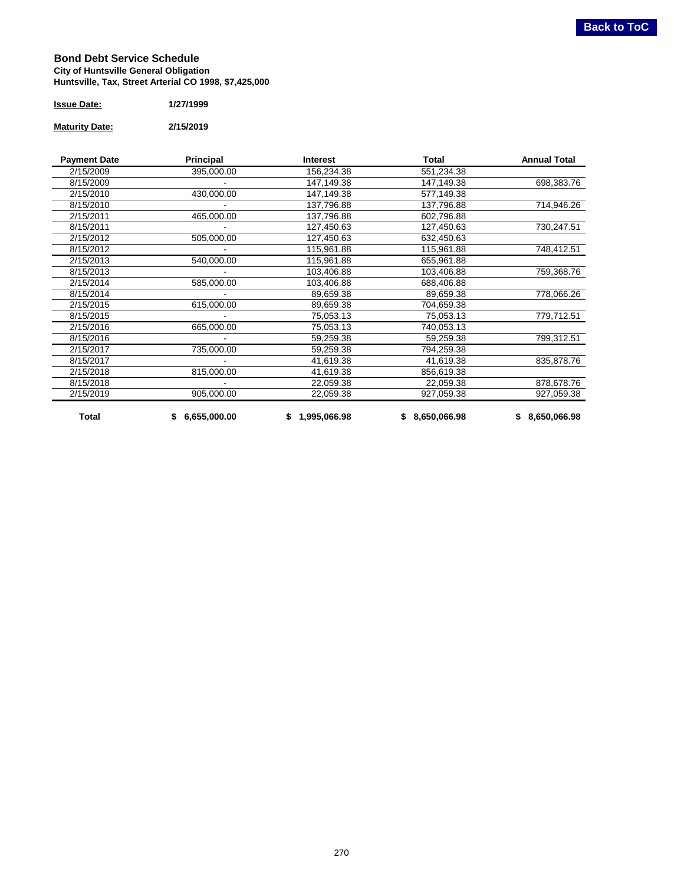## Bond Debt Service Schedule

**City of Huntsville General Obligation**
**Huntsville, Tax, Street Arterial CO 1998, $7,425,000**

**Issue Date:** **1/27/1999**

**Maturity Date:** **2/15/2019**

| Payment Date | Principal | Interest | Total | Annual Total |
|---|---|---|---|---|
| 2/15/2009 | 395,000.00 | 156,234.38 | 551,234.38 | |
| 8/15/2009 | - | 147,149.38 | 147,149.38 | 698,383.76 |
| 2/15/2010 | 430,000.00 | 147,149.38 | 577,149.38 | |
| 8/15/2010 | - | 137,796.88 | 137,796.88 | 714,946.26 |
| 2/15/2011 | 465,000.00 | 137,796.88 | 602,796.88 | |
| 8/15/2011 | - | 127,450.63 | 127,450.63 | 730,247.51 |
| 2/15/2012 | 505,000.00 | 127,450.63 | 632,450.63 | |
| 8/15/2012 | - | 115,961.88 | 115,961.88 | 748,412.51 |
| 2/15/2013 | 540,000.00 | 115,961.88 | 655,961.88 | |
| 8/15/2013 | - | 103,406.88 | 103,406.88 | 759,368.76 |
| 2/15/2014 | 585,000.00 | 103,406.88 | 688,406.88 | |
| 8/15/2014 | - | 89,659.38 | 89,659.38 | 778,066.26 |
| 2/15/2015 | 615,000.00 | 89,659.38 | 704,659.38 | |
| 8/15/2015 | - | 75,053.13 | 75,053.13 | 779,712.51 |
| 2/15/2016 | 665,000.00 | 75,053.13 | 740,053.13 | |
| 8/15/2016 | - | 59,259.38 | 59,259.38 | 799,312.51 |
| 2/15/2017 | 735,000.00 | 59,259.38 | 794,259.38 | |
| 8/15/2017 | - | 41,619.38 | 41,619.38 | 835,878.76 |
| 2/15/2018 | 815,000.00 | 41,619.38 | 856,619.38 | |
| 8/15/2018 | - | 22,059.38 | 22,059.38 | 878,678.76 |
| 2/15/2019 | 905,000.00 | 22,059.38 | 927,059.38 | 927,059.38 |
| **Total** | **$ 6,655,000.00** | **$ 1,995,066.98** | **$ 8,650,066.98** | **$ 8,650,066.98** |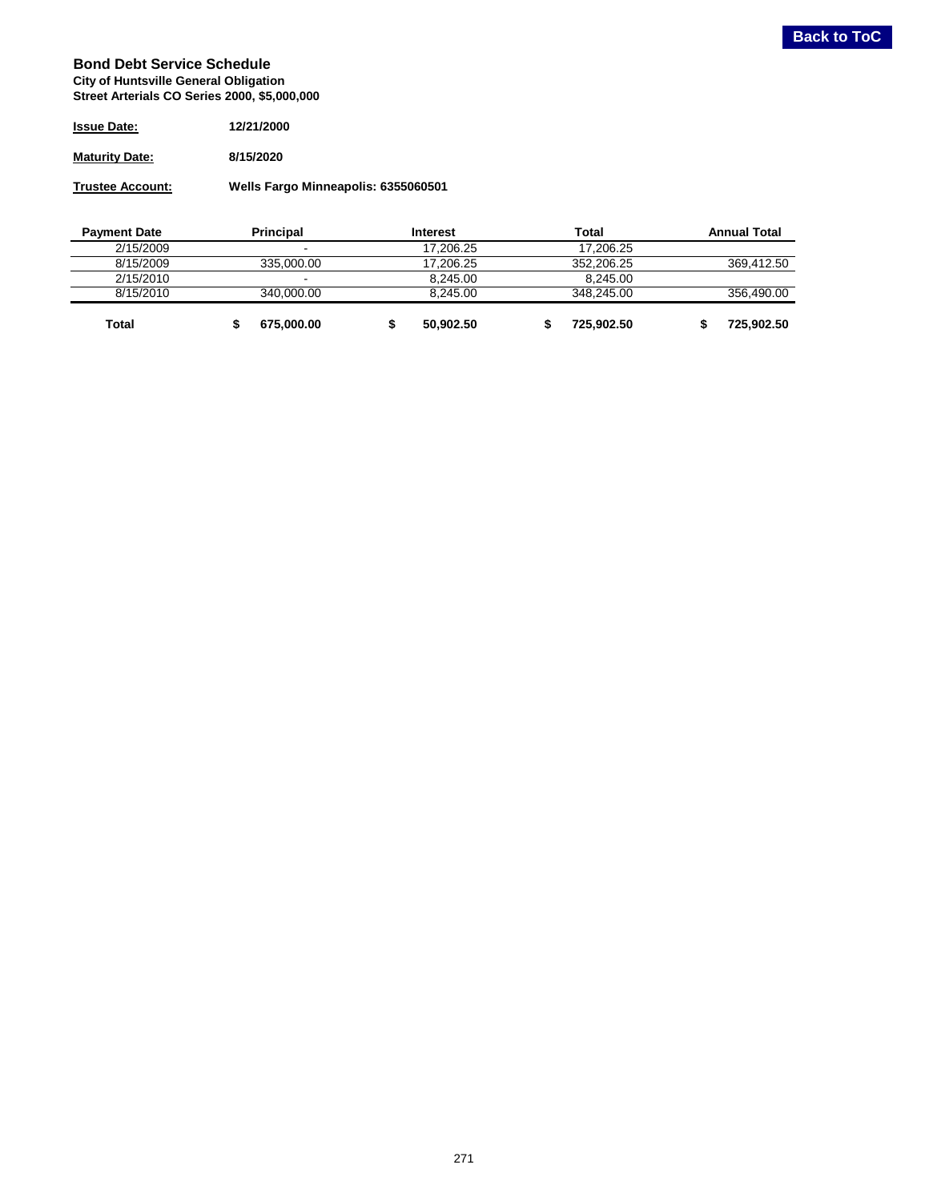## Bond Debt Service Schedule

**City of Huntsville General Obligation**
**Street Arterials CO Series 2000, $5,000,000**

**Issue Date:** 12/21/2000

**Maturity Date:** 8/15/2020

**Trustee Account:** Wells Fargo Minneapolis: 6355060501

| Payment Date | Principal | Interest | Total | Annual Total |
|---|---|---|---|---|
| 2/15/2009 | - | 17,206.25 | 17,206.25 | |
| 8/15/2009 | 335,000.00 | 17,206.25 | 352,206.25 | 369,412.50 |
| 2/15/2010 | - | 8,245.00 | 8,245.00 | |
| 8/15/2010 | 340,000.00 | 8,245.00 | 348,245.00 | 356,490.00 |
| **Total** | **$ 675,000.00** | **$ 50,902.50** | **$ 725,902.50** | **$ 725,902.50** |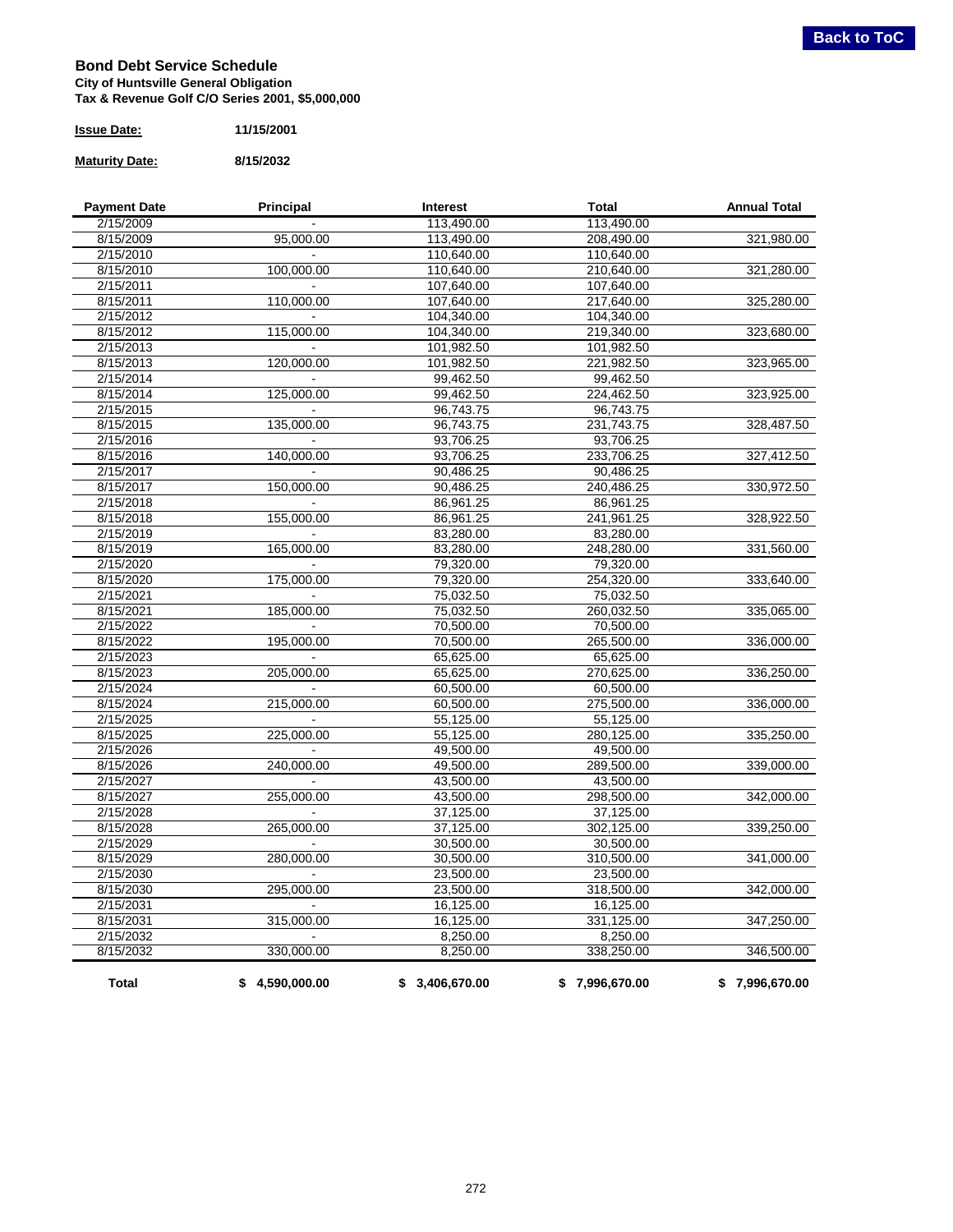## Bond Debt Service Schedule

**City of Huntsville General Obligation**
**Tax & Revenue Golf C/O Series 2001, $5,000,000**

**Issue Date:** 11/15/2001

**Maturity Date:** 8/15/2032

| Payment Date | Principal | Interest | Total | Annual Total |
|---|---|---|---|---|
| 2/15/2009 | - | 113,490.00 | 113,490.00 | |
| 8/15/2009 | 95,000.00 | 113,490.00 | 208,490.00 | 321,980.00 |
| 2/15/2010 | - | 110,640.00 | 110,640.00 | |
| 8/15/2010 | 100,000.00 | 110,640.00 | 210,640.00 | 321,280.00 |
| 2/15/2011 | - | 107,640.00 | 107,640.00 | |
| 8/15/2011 | 110,000.00 | 107,640.00 | 217,640.00 | 325,280.00 |
| 2/15/2012 | - | 104,340.00 | 104,340.00 | |
| 8/15/2012 | 115,000.00 | 104,340.00 | 219,340.00 | 323,680.00 |
| 2/15/2013 | - | 101,982.50 | 101,982.50 | |
| 8/15/2013 | 120,000.00 | 101,982.50 | 221,982.50 | 323,965.00 |
| 2/15/2014 | - | 99,462.50 | 99,462.50 | |
| 8/15/2014 | 125,000.00 | 99,462.50 | 224,462.50 | 323,925.00 |
| 2/15/2015 | - | 96,743.75 | 96,743.75 | |
| 8/15/2015 | 135,000.00 | 96,743.75 | 231,743.75 | 328,487.50 |
| 2/15/2016 | - | 93,706.25 | 93,706.25 | |
| 8/15/2016 | 140,000.00 | 93,706.25 | 233,706.25 | 327,412.50 |
| 2/15/2017 | - | 90,486.25 | 90,486.25 | |
| 8/15/2017 | 150,000.00 | 90,486.25 | 240,486.25 | 330,972.50 |
| 2/15/2018 | - | 86,961.25 | 86,961.25 | |
| 8/15/2018 | 155,000.00 | 86,961.25 | 241,961.25 | 328,922.50 |
| 2/15/2019 | - | 83,280.00 | 83,280.00 | |
| 8/15/2019 | 165,000.00 | 83,280.00 | 248,280.00 | 331,560.00 |
| 2/15/2020 | - | 79,320.00 | 79,320.00 | |
| 8/15/2020 | 175,000.00 | 79,320.00 | 254,320.00 | 333,640.00 |
| 2/15/2021 | - | 75,032.50 | 75,032.50 | |
| 8/15/2021 | 185,000.00 | 75,032.50 | 260,032.50 | 335,065.00 |
| 2/15/2022 | - | 70,500.00 | 70,500.00 | |
| 8/15/2022 | 195,000.00 | 70,500.00 | 265,500.00 | 336,000.00 |
| 2/15/2023 | - | 65,625.00 | 65,625.00 | |
| 8/15/2023 | 205,000.00 | 65,625.00 | 270,625.00 | 336,250.00 |
| 2/15/2024 | - | 60,500.00 | 60,500.00 | |
| 8/15/2024 | 215,000.00 | 60,500.00 | 275,500.00 | 336,000.00 |
| 2/15/2025 | - | 55,125.00 | 55,125.00 | |
| 8/15/2025 | 225,000.00 | 55,125.00 | 280,125.00 | 335,250.00 |
| 2/15/2026 | - | 49,500.00 | 49,500.00 | |
| 8/15/2026 | 240,000.00 | 49,500.00 | 289,500.00 | 339,000.00 |
| 2/15/2027 | - | 43,500.00 | 43,500.00 | |
| 8/15/2027 | 255,000.00 | 43,500.00 | 298,500.00 | 342,000.00 |
| 2/15/2028 | - | 37,125.00 | 37,125.00 | |
| 8/15/2028 | 265,000.00 | 37,125.00 | 302,125.00 | 339,250.00 |
| 2/15/2029 | - | 30,500.00 | 30,500.00 | |
| 8/15/2029 | 280,000.00 | 30,500.00 | 310,500.00 | 341,000.00 |
| 2/15/2030 | - | 23,500.00 | 23,500.00 | |
| 8/15/2030 | 295,000.00 | 23,500.00 | 318,500.00 | 342,000.00 |
| 2/15/2031 | - | 16,125.00 | 16,125.00 | |
| 8/15/2031 | 315,000.00 | 16,125.00 | 331,125.00 | 347,250.00 |
| 2/15/2032 | - | 8,250.00 | 8,250.00 | |
| 8/15/2032 | 330,000.00 | 8,250.00 | 338,250.00 | 346,500.00 |
| **Total** | **$ 4,590,000.00** | **$ 3,406,670.00** | **$ 7,996,670.00** | **$ 7,996,670.00** |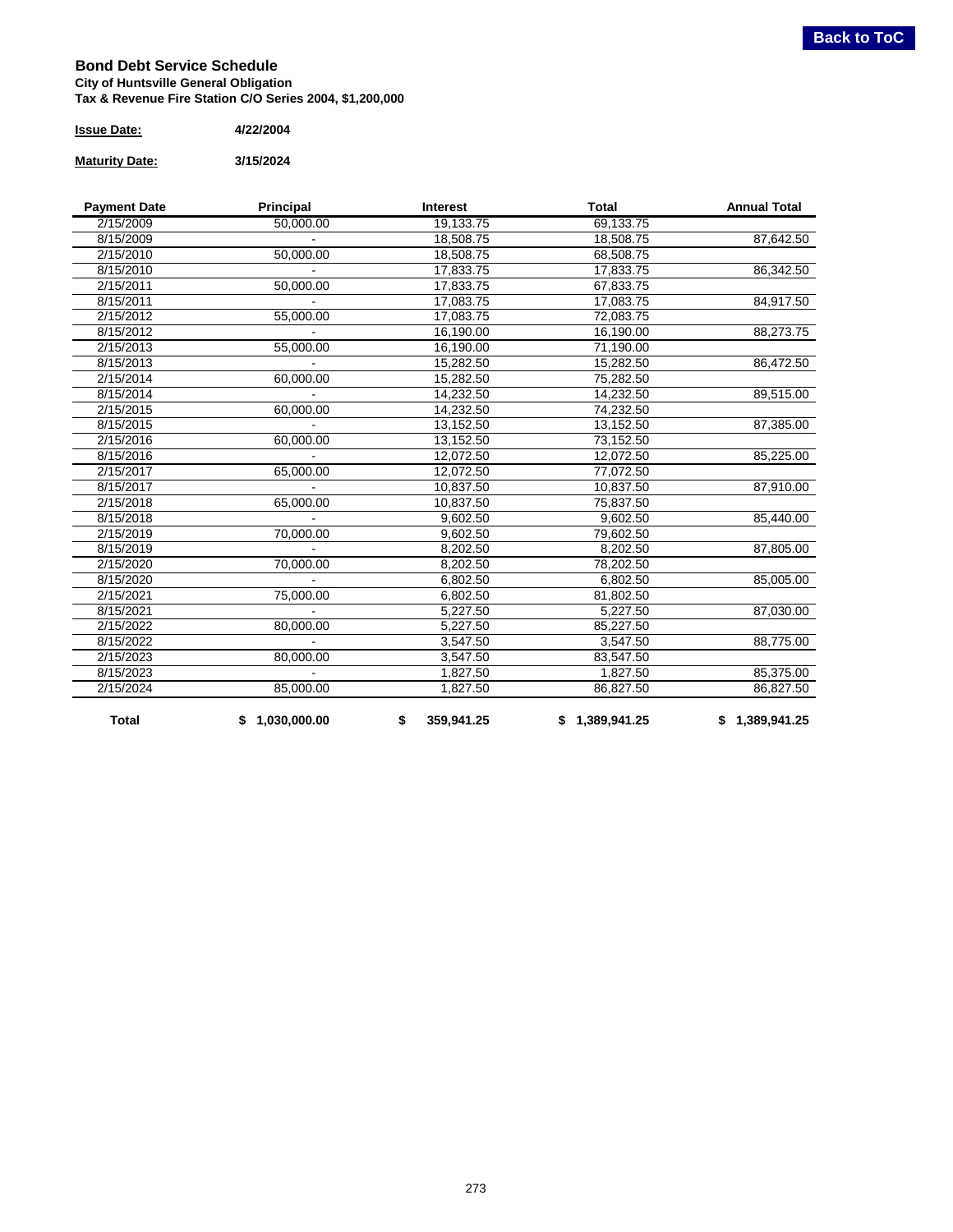**Back to ToC**

## Bond Debt Service Schedule

**City of Huntsville General Obligation**
**Tax & Revenue Fire Station C/O Series 2004, $1,200,000**

**Issue Date:** 4/22/2004

**Maturity Date:** 3/15/2024

| Payment Date | Principal | Interest | Total | Annual Total |
|---|---|---|---|---|
| 2/15/2009 | 50,000.00 | 19,133.75 | 69,133.75 | |
| 8/15/2009 | - | 18,508.75 | 18,508.75 | 87,642.50 |
| 2/15/2010 | 50,000.00 | 18,508.75 | 68,508.75 | |
| 8/15/2010 | - | 17,833.75 | 17,833.75 | 86,342.50 |
| 2/15/2011 | 50,000.00 | 17,833.75 | 67,833.75 | |
| 8/15/2011 | - | 17,083.75 | 17,083.75 | 84,917.50 |
| 2/15/2012 | 55,000.00 | 17,083.75 | 72,083.75 | |
| 8/15/2012 | - | 16,190.00 | 16,190.00 | 88,273.75 |
| 2/15/2013 | 55,000.00 | 16,190.00 | 71,190.00 | |
| 8/15/2013 | - | 15,282.50 | 15,282.50 | 86,472.50 |
| 2/15/2014 | 60,000.00 | 15,282.50 | 75,282.50 | |
| 8/15/2014 | - | 14,232.50 | 14,232.50 | 89,515.00 |
| 2/15/2015 | 60,000.00 | 14,232.50 | 74,232.50 | |
| 8/15/2015 | - | 13,152.50 | 13,152.50 | 87,385.00 |
| 2/15/2016 | 60,000.00 | 13,152.50 | 73,152.50 | |
| 8/15/2016 | - | 12,072.50 | 12,072.50 | 85,225.00 |
| 2/15/2017 | 65,000.00 | 12,072.50 | 77,072.50 | |
| 8/15/2017 | - | 10,837.50 | 10,837.50 | 87,910.00 |
| 2/15/2018 | 65,000.00 | 10,837.50 | 75,837.50 | |
| 8/15/2018 | - | 9,602.50 | 9,602.50 | 85,440.00 |
| 2/15/2019 | 70,000.00 | 9,602.50 | 79,602.50 | |
| 8/15/2019 | - | 8,202.50 | 8,202.50 | 87,805.00 |
| 2/15/2020 | 70,000.00 | 8,202.50 | 78,202.50 | |
| 8/15/2020 | - | 6,802.50 | 6,802.50 | 85,005.00 |
| 2/15/2021 | 75,000.00 | 6,802.50 | 81,802.50 | |
| 8/15/2021 | - | 5,227.50 | 5,227.50 | 87,030.00 |
| 2/15/2022 | 80,000.00 | 5,227.50 | 85,227.50 | |
| 8/15/2022 | - | 3,547.50 | 3,547.50 | 88,775.00 |
| 2/15/2023 | 80,000.00 | 3,547.50 | 83,547.50 | |
| 8/15/2023 | - | 1,827.50 | 1,827.50 | 85,375.00 |
| 2/15/2024 | 85,000.00 | 1,827.50 | 86,827.50 | 86,827.50 |
| **Total** | **$ 1,030,000.00** | **$ 359,941.25** | **$ 1,389,941.25** | **$ 1,389,941.25** |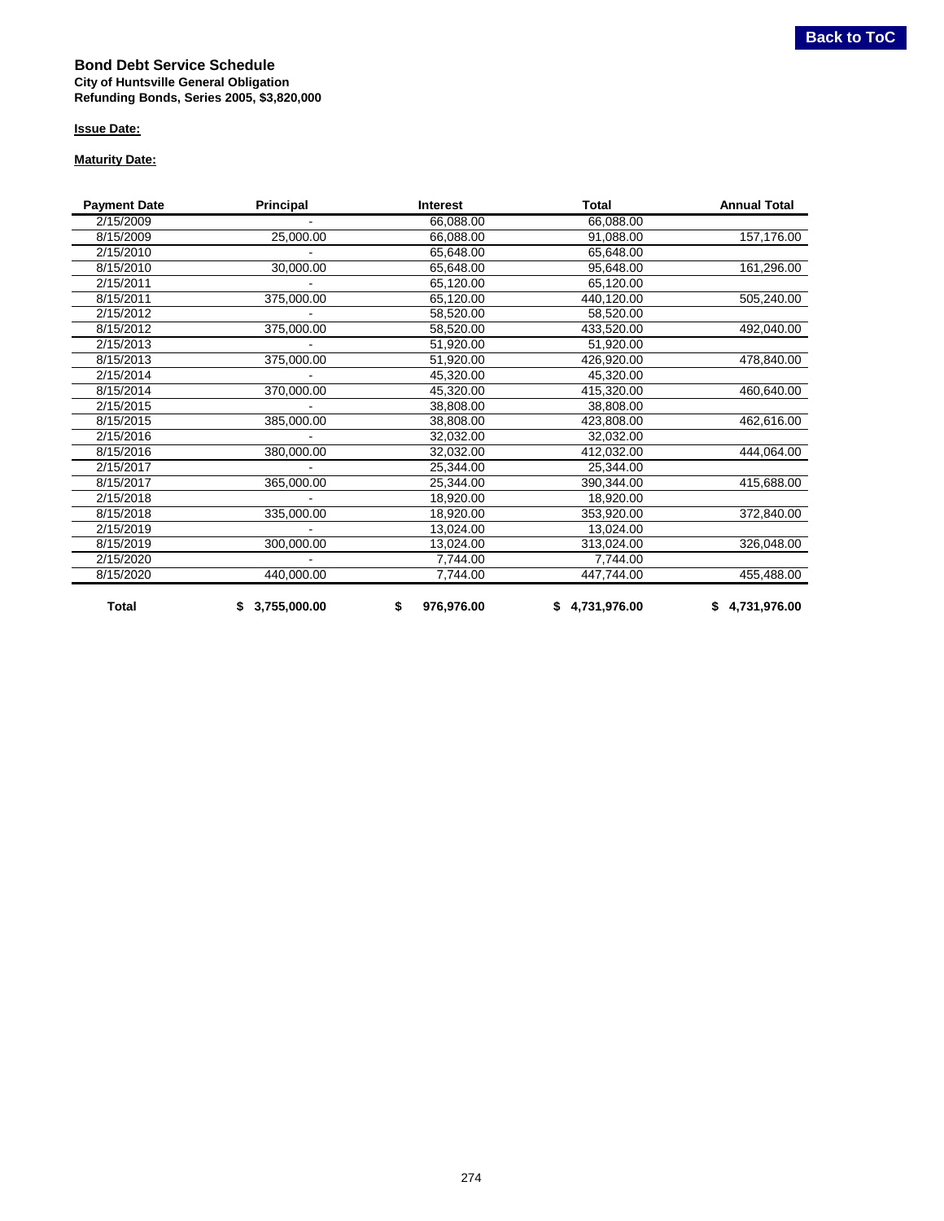## Bond Debt Service Schedule

**City of Huntsville General Obligation**
**Refunding Bonds, Series 2005, $3,820,000**

**Issue Date:**

**Maturity Date:**

| Payment Date | Principal | Interest | Total | Annual Total |
|---|---|---|---|---|
| 2/15/2009 | - | 66,088.00 | 66,088.00 | |
| 8/15/2009 | 25,000.00 | 66,088.00 | 91,088.00 | 157,176.00 |
| 2/15/2010 | - | 65,648.00 | 65,648.00 | |
| 8/15/2010 | 30,000.00 | 65,648.00 | 95,648.00 | 161,296.00 |
| 2/15/2011 | - | 65,120.00 | 65,120.00 | |
| 8/15/2011 | 375,000.00 | 65,120.00 | 440,120.00 | 505,240.00 |
| 2/15/2012 | - | 58,520.00 | 58,520.00 | |
| 8/15/2012 | 375,000.00 | 58,520.00 | 433,520.00 | 492,040.00 |
| 2/15/2013 | - | 51,920.00 | 51,920.00 | |
| 8/15/2013 | 375,000.00 | 51,920.00 | 426,920.00 | 478,840.00 |
| 2/15/2014 | - | 45,320.00 | 45,320.00 | |
| 8/15/2014 | 370,000.00 | 45,320.00 | 415,320.00 | 460,640.00 |
| 2/15/2015 | - | 38,808.00 | 38,808.00 | |
| 8/15/2015 | 385,000.00 | 38,808.00 | 423,808.00 | 462,616.00 |
| 2/15/2016 | - | 32,032.00 | 32,032.00 | |
| 8/15/2016 | 380,000.00 | 32,032.00 | 412,032.00 | 444,064.00 |
| 2/15/2017 | - | 25,344.00 | 25,344.00 | |
| 8/15/2017 | 365,000.00 | 25,344.00 | 390,344.00 | 415,688.00 |
| 2/15/2018 | - | 18,920.00 | 18,920.00 | |
| 8/15/2018 | 335,000.00 | 18,920.00 | 353,920.00 | 372,840.00 |
| 2/15/2019 | - | 13,024.00 | 13,024.00 | |
| 8/15/2019 | 300,000.00 | 13,024.00 | 313,024.00 | 326,048.00 |
| 2/15/2020 | - | 7,744.00 | 7,744.00 | |
| 8/15/2020 | 440,000.00 | 7,744.00 | 447,744.00 | 455,488.00 |
| **Total** | **$ 3,755,000.00** | **$ 976,976.00** | **$ 4,731,976.00** | **$ 4,731,976.00** |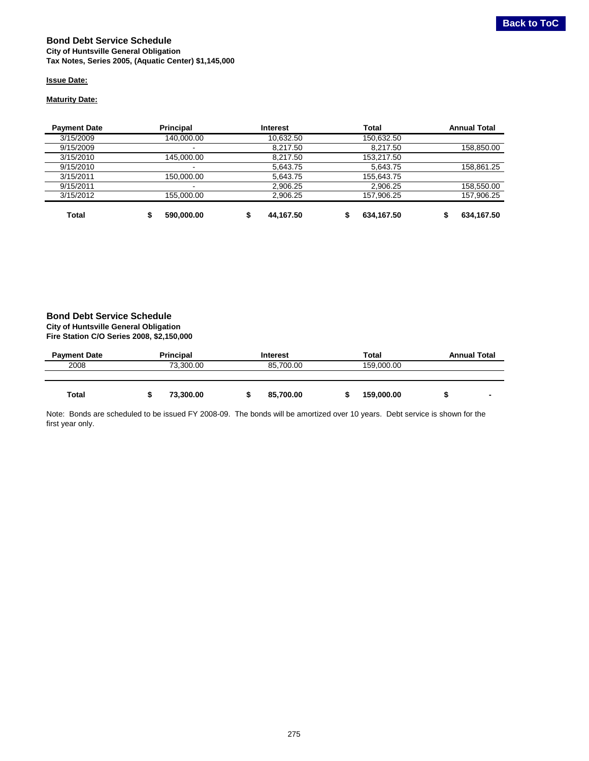## Bond Debt Service Schedule

**City of Huntsville General Obligation**
**Tax Notes, Series 2005, (Aquatic Center) $1,145,000**

**Issue Date:**

**Maturity Date:**

| Payment Date | Principal | Interest | Total | Annual Total |
|---|---|---|---|---|
| 3/15/2009 | 140,000.00 | 10,632.50 | 150,632.50 | |
| 9/15/2009 | - | 8,217.50 | 8,217.50 | 158,850.00 |
| 3/15/2010 | 145,000.00 | 8,217.50 | 153,217.50 | |
| 9/15/2010 | - | 5,643.75 | 5,643.75 | 158,861.25 |
| 3/15/2011 | 150,000.00 | 5,643.75 | 155,643.75 | |
| 9/15/2011 | - | 2,906.25 | 2,906.25 | 158,550.00 |
| 3/15/2012 | 155,000.00 | 2,906.25 | 157,906.25 | 157,906.25 |
| **Total** | **$ 590,000.00** | **$ 44,167.50** | **$ 634,167.50** | **$ 634,167.50** |

## Bond Debt Service Schedule

**City of Huntsville General Obligation**
**Fire Station C/O Series 2008, $2,150,000**

| Payment Date | Principal | Interest | Total | Annual Total |
|---|---|---|---|---|
| 2008 | 73,300.00 | 85,700.00 | 159,000.00 | |
| **Total** | **$ 73,300.00** | **$ 85,700.00** | **$ 159,000.00** | **$ -** |

Note: Bonds are scheduled to be issued FY 2008-09. The bonds will be amortized over 10 years. Debt service is shown for the first year only.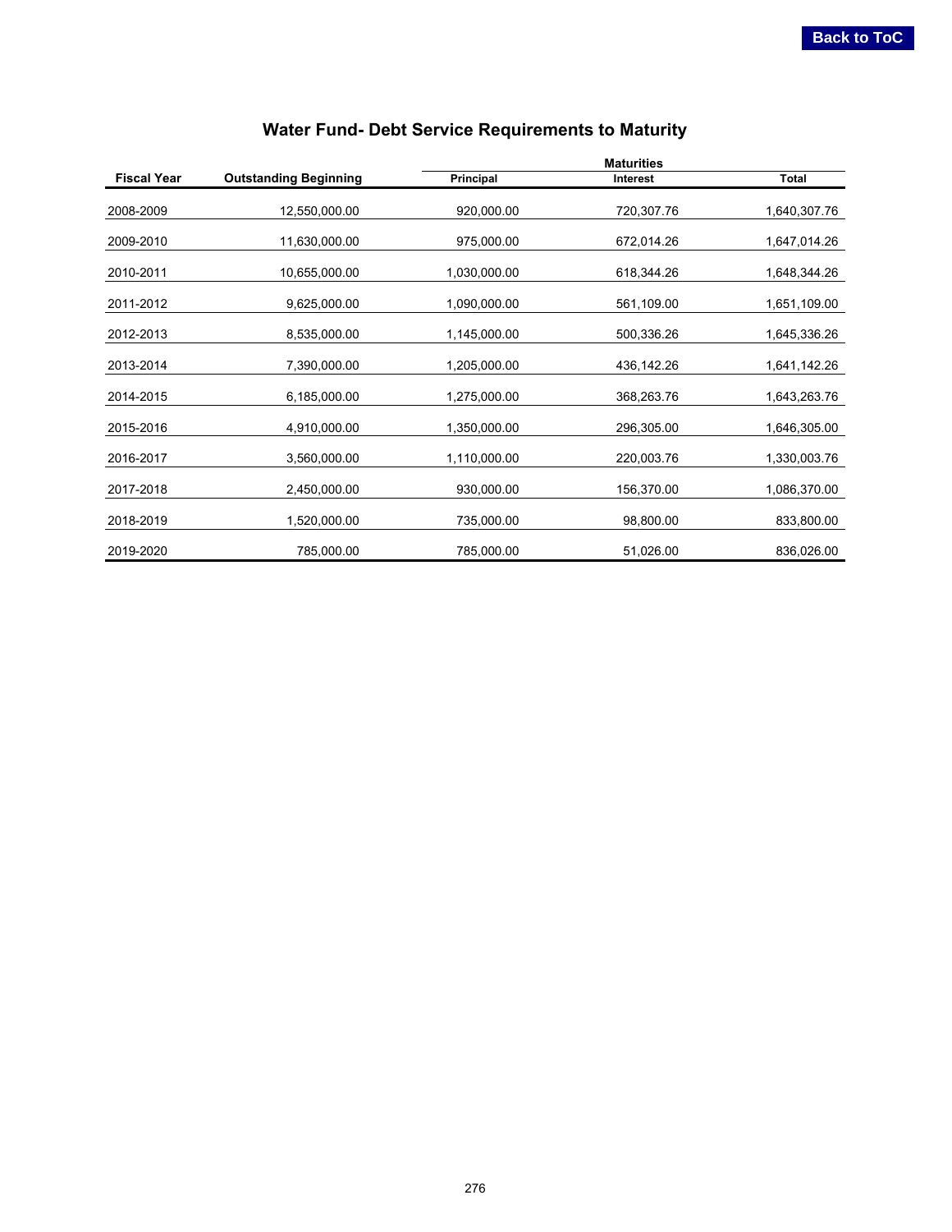# Water Fund- Debt Service Requirements to Maturity

| Fiscal Year | Outstanding Beginning | Maturities | | |
|---|---|---|---|---|
| | | Principal | Interest | Total |
| 2008-2009 | 12,550,000.00 | 920,000.00 | 720,307.76 | 1,640,307.76 |
| 2009-2010 | 11,630,000.00 | 975,000.00 | 672,014.26 | 1,647,014.26 |
| 2010-2011 | 10,655,000.00 | 1,030,000.00 | 618,344.26 | 1,648,344.26 |
| 2011-2012 | 9,625,000.00 | 1,090,000.00 | 561,109.00 | 1,651,109.00 |
| 2012-2013 | 8,535,000.00 | 1,145,000.00 | 500,336.26 | 1,645,336.26 |
| 2013-2014 | 7,390,000.00 | 1,205,000.00 | 436,142.26 | 1,641,142.26 |
| 2014-2015 | 6,185,000.00 | 1,275,000.00 | 368,263.76 | 1,643,263.76 |
| 2015-2016 | 4,910,000.00 | 1,350,000.00 | 296,305.00 | 1,646,305.00 |
| 2016-2017 | 3,560,000.00 | 1,110,000.00 | 220,003.76 | 1,330,003.76 |
| 2017-2018 | 2,450,000.00 | 930,000.00 | 156,370.00 | 1,086,370.00 |
| 2018-2019 | 1,520,000.00 | 735,000.00 | 98,800.00 | 833,800.00 |
| 2019-2020 | 785,000.00 | 785,000.00 | 51,026.00 | 836,026.00 |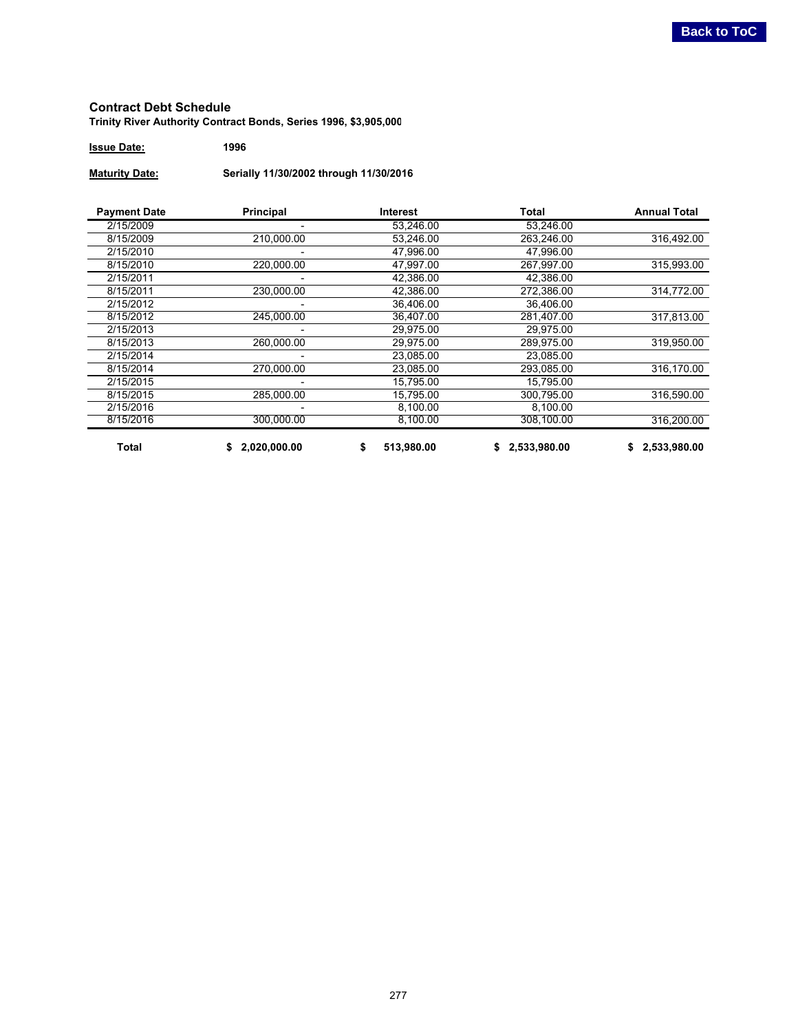## Contract Debt Schedule

**Trinity River Authority Contract Bonds, Series 1996, $3,905,000**

**Issue Date:** 1996

**Maturity Date:** Serially 11/30/2002 through 11/30/2016

| Payment Date | Principal | Interest | Total | Annual Total |
|---|---|---|---|---|
| 2/15/2009 | - | 53,246.00 | 53,246.00 | |
| 8/15/2009 | 210,000.00 | 53,246.00 | 263,246.00 | 316,492.00 |
| 2/15/2010 | - | 47,996.00 | 47,996.00 | |
| 8/15/2010 | 220,000.00 | 47,997.00 | 267,997.00 | 315,993.00 |
| 2/15/2011 | - | 42,386.00 | 42,386.00 | |
| 8/15/2011 | 230,000.00 | 42,386.00 | 272,386.00 | 314,772.00 |
| 2/15/2012 | - | 36,406.00 | 36,406.00 | |
| 8/15/2012 | 245,000.00 | 36,407.00 | 281,407.00 | 317,813.00 |
| 2/15/2013 | - | 29,975.00 | 29,975.00 | |
| 8/15/2013 | 260,000.00 | 29,975.00 | 289,975.00 | 319,950.00 |
| 2/15/2014 | - | 23,085.00 | 23,085.00 | |
| 8/15/2014 | 270,000.00 | 23,085.00 | 293,085.00 | 316,170.00 |
| 2/15/2015 | - | 15,795.00 | 15,795.00 | |
| 8/15/2015 | 285,000.00 | 15,795.00 | 300,795.00 | 316,590.00 |
| 2/15/2016 | - | 8,100.00 | 8,100.00 | |
| 8/15/2016 | 300,000.00 | 8,100.00 | 308,100.00 | 316,200.00 |
| **Total** | **$ 2,020,000.00** | **$ 513,980.00** | **$ 2,533,980.00** | **$ 2,533,980.00** |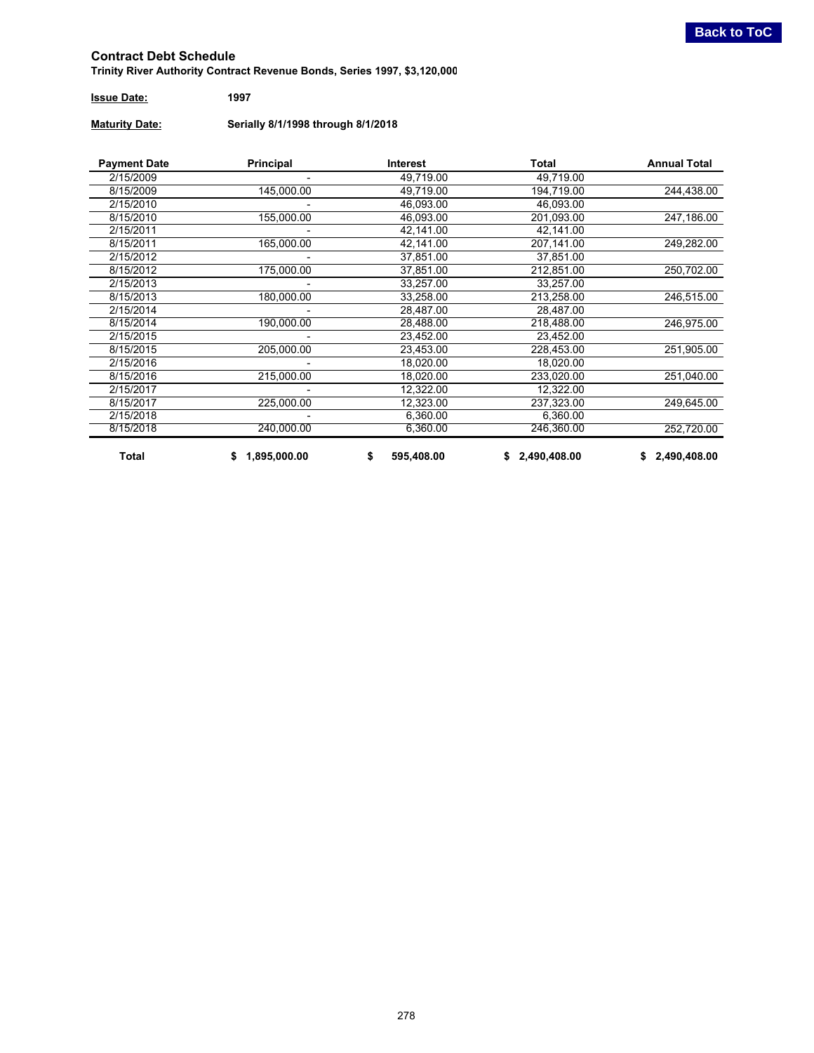## Contract Debt Schedule

**Trinity River Authority Contract Revenue Bonds, Series 1997, $3,120,000**

**Issue Date:** 1997

**Maturity Date:** Serially 8/1/1998 through 8/1/2018

| Payment Date | Principal | Interest | Total | Annual Total |
|---|---|---|---|---|
| 2/15/2009 | - | 49,719.00 | 49,719.00 | |
| 8/15/2009 | 145,000.00 | 49,719.00 | 194,719.00 | 244,438.00 |
| 2/15/2010 | - | 46,093.00 | 46,093.00 | |
| 8/15/2010 | 155,000.00 | 46,093.00 | 201,093.00 | 247,186.00 |
| 2/15/2011 | - | 42,141.00 | 42,141.00 | |
| 8/15/2011 | 165,000.00 | 42,141.00 | 207,141.00 | 249,282.00 |
| 2/15/2012 | - | 37,851.00 | 37,851.00 | |
| 8/15/2012 | 175,000.00 | 37,851.00 | 212,851.00 | 250,702.00 |
| 2/15/2013 | - | 33,257.00 | 33,257.00 | |
| 8/15/2013 | 180,000.00 | 33,258.00 | 213,258.00 | 246,515.00 |
| 2/15/2014 | - | 28,487.00 | 28,487.00 | |
| 8/15/2014 | 190,000.00 | 28,488.00 | 218,488.00 | 246,975.00 |
| 2/15/2015 | - | 23,452.00 | 23,452.00 | |
| 8/15/2015 | 205,000.00 | 23,453.00 | 228,453.00 | 251,905.00 |
| 2/15/2016 | - | 18,020.00 | 18,020.00 | |
| 8/15/2016 | 215,000.00 | 18,020.00 | 233,020.00 | 251,040.00 |
| 2/15/2017 | - | 12,322.00 | 12,322.00 | |
| 8/15/2017 | 225,000.00 | 12,323.00 | 237,323.00 | 249,645.00 |
| 2/15/2018 | - | 6,360.00 | 6,360.00 | |
| 8/15/2018 | 240,000.00 | 6,360.00 | 246,360.00 | 252,720.00 |
| **Total** | **$ 1,895,000.00** | **$ 595,408.00** | **$ 2,490,408.00** | **$ 2,490,408.00** |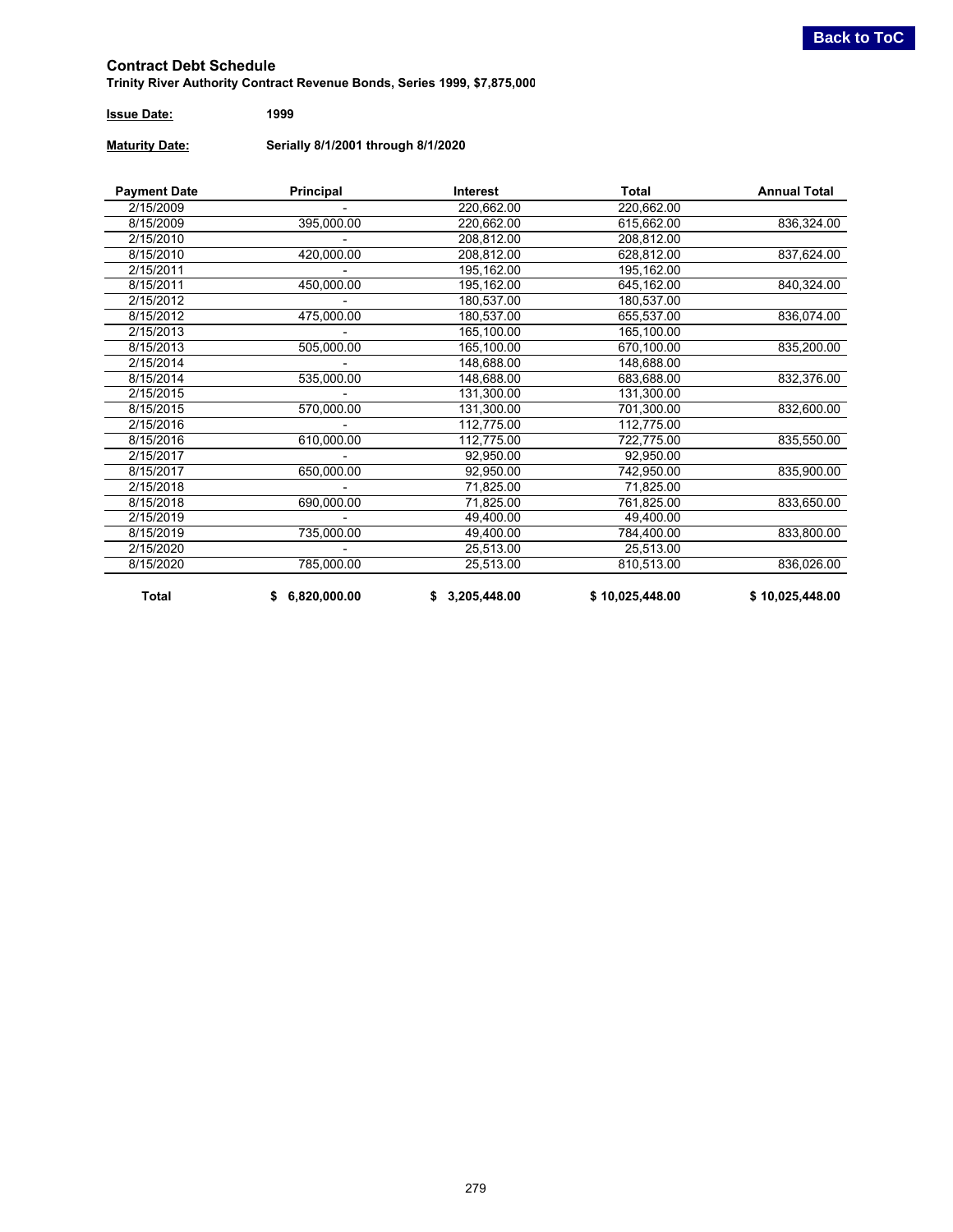## Contract Debt Schedule

**Trinity River Authority Contract Revenue Bonds, Series 1999, $7,875,000**

**Issue Date:** 1999

**Maturity Date:** Serially 8/1/2001 through 8/1/2020

| Payment Date | Principal | Interest | Total | Annual Total |
|---|---|---|---|---|
| 2/15/2009 | - | 220,662.00 | 220,662.00 | |
| 8/15/2009 | 395,000.00 | 220,662.00 | 615,662.00 | 836,324.00 |
| 2/15/2010 | - | 208,812.00 | 208,812.00 | |
| 8/15/2010 | 420,000.00 | 208,812.00 | 628,812.00 | 837,624.00 |
| 2/15/2011 | - | 195,162.00 | 195,162.00 | |
| 8/15/2011 | 450,000.00 | 195,162.00 | 645,162.00 | 840,324.00 |
| 2/15/2012 | - | 180,537.00 | 180,537.00 | |
| 8/15/2012 | 475,000.00 | 180,537.00 | 655,537.00 | 836,074.00 |
| 2/15/2013 | - | 165,100.00 | 165,100.00 | |
| 8/15/2013 | 505,000.00 | 165,100.00 | 670,100.00 | 835,200.00 |
| 2/15/2014 | - | 148,688.00 | 148,688.00 | |
| 8/15/2014 | 535,000.00 | 148,688.00 | 683,688.00 | 832,376.00 |
| 2/15/2015 | - | 131,300.00 | 131,300.00 | |
| 8/15/2015 | 570,000.00 | 131,300.00 | 701,300.00 | 832,600.00 |
| 2/15/2016 | - | 112,775.00 | 112,775.00 | |
| 8/15/2016 | 610,000.00 | 112,775.00 | 722,775.00 | 835,550.00 |
| 2/15/2017 | - | 92,950.00 | 92,950.00 | |
| 8/15/2017 | 650,000.00 | 92,950.00 | 742,950.00 | 835,900.00 |
| 2/15/2018 | - | 71,825.00 | 71,825.00 | |
| 8/15/2018 | 690,000.00 | 71,825.00 | 761,825.00 | 833,650.00 |
| 2/15/2019 | - | 49,400.00 | 49,400.00 | |
| 8/15/2019 | 735,000.00 | 49,400.00 | 784,400.00 | 833,800.00 |
| 2/15/2020 | - | 25,513.00 | 25,513.00 | |
| 8/15/2020 | 785,000.00 | 25,513.00 | 810,513.00 | 836,026.00 |
| **Total** | **$ 6,820,000.00** | **$ 3,205,448.00** | **$ 10,025,448.00** | **$ 10,025,448.00** |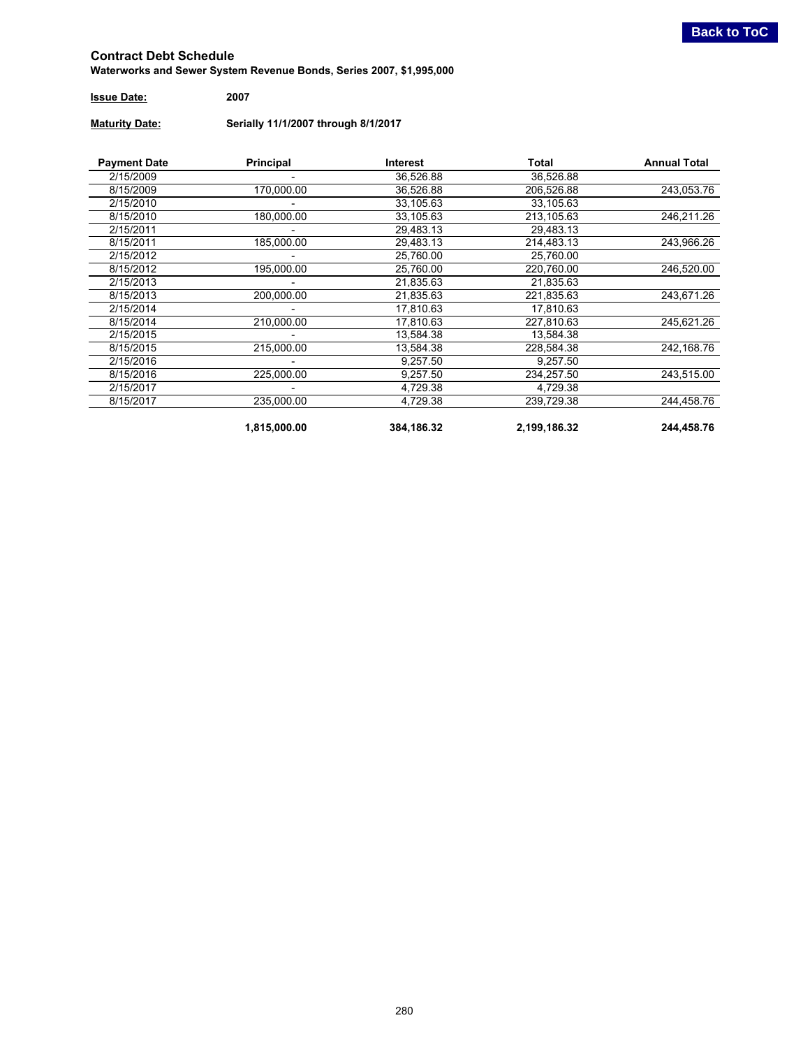## Contract Debt Schedule

**Waterworks and Sewer System Revenue Bonds, Series 2007, $1,995,000**

**Issue Date:** 2007

**Maturity Date:** Serially 11/1/2007 through 8/1/2017

| Payment Date | Principal | Interest | Total | Annual Total |
|---|---|---|---|---|
| 2/15/2009 | - | 36,526.88 | 36,526.88 | |
| 8/15/2009 | 170,000.00 | 36,526.88 | 206,526.88 | 243,053.76 |
| 2/15/2010 | - | 33,105.63 | 33,105.63 | |
| 8/15/2010 | 180,000.00 | 33,105.63 | 213,105.63 | 246,211.26 |
| 2/15/2011 | - | 29,483.13 | 29,483.13 | |
| 8/15/2011 | 185,000.00 | 29,483.13 | 214,483.13 | 243,966.26 |
| 2/15/2012 | - | 25,760.00 | 25,760.00 | |
| 8/15/2012 | 195,000.00 | 25,760.00 | 220,760.00 | 246,520.00 |
| 2/15/2013 | - | 21,835.63 | 21,835.63 | |
| 8/15/2013 | 200,000.00 | 21,835.63 | 221,835.63 | 243,671.26 |
| 2/15/2014 | - | 17,810.63 | 17,810.63 | |
| 8/15/2014 | 210,000.00 | 17,810.63 | 227,810.63 | 245,621.26 |
| 2/15/2015 | - | 13,584.38 | 13,584.38 | |
| 8/15/2015 | 215,000.00 | 13,584.38 | 228,584.38 | 242,168.76 |
| 2/15/2016 | - | 9,257.50 | 9,257.50 | |
| 8/15/2016 | 225,000.00 | 9,257.50 | 234,257.50 | 243,515.00 |
| 2/15/2017 | - | 4,729.38 | 4,729.38 | |
| 8/15/2017 | 235,000.00 | 4,729.38 | 239,729.38 | 244,458.76 |
| | **1,815,000.00** | **384,186.32** | **2,199,186.32** | **244,458.76** |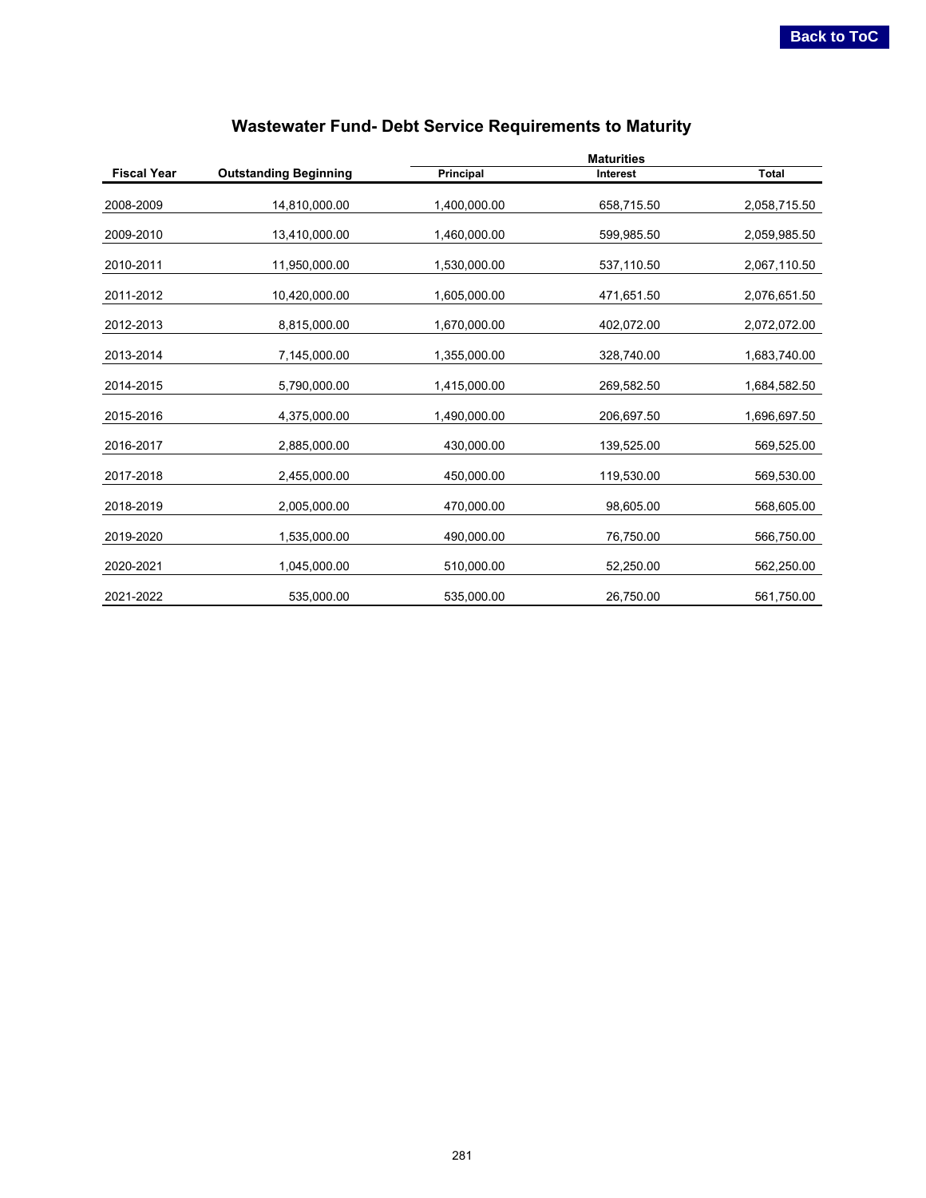## Wastewater Fund- Debt Service Requirements to Maturity

| Fiscal Year | Outstanding Beginning | Maturities | | |
|---|---|---|---|---|
| | | Principal | Interest | Total |
| 2008-2009 | 14,810,000.00 | 1,400,000.00 | 658,715.50 | 2,058,715.50 |
| 2009-2010 | 13,410,000.00 | 1,460,000.00 | 599,985.50 | 2,059,985.50 |
| 2010-2011 | 11,950,000.00 | 1,530,000.00 | 537,110.50 | 2,067,110.50 |
| 2011-2012 | 10,420,000.00 | 1,605,000.00 | 471,651.50 | 2,076,651.50 |
| 2012-2013 | 8,815,000.00 | 1,670,000.00 | 402,072.00 | 2,072,072.00 |
| 2013-2014 | 7,145,000.00 | 1,355,000.00 | 328,740.00 | 1,683,740.00 |
| 2014-2015 | 5,790,000.00 | 1,415,000.00 | 269,582.50 | 1,684,582.50 |
| 2015-2016 | 4,375,000.00 | 1,490,000.00 | 206,697.50 | 1,696,697.50 |
| 2016-2017 | 2,885,000.00 | 430,000.00 | 139,525.00 | 569,525.00 |
| 2017-2018 | 2,455,000.00 | 450,000.00 | 119,530.00 | 569,530.00 |
| 2018-2019 | 2,005,000.00 | 470,000.00 | 98,605.00 | 568,605.00 |
| 2019-2020 | 1,535,000.00 | 490,000.00 | 76,750.00 | 566,750.00 |
| 2020-2021 | 1,045,000.00 | 510,000.00 | 52,250.00 | 562,250.00 |
| 2021-2022 | 535,000.00 | 535,000.00 | 26,750.00 | 561,750.00 |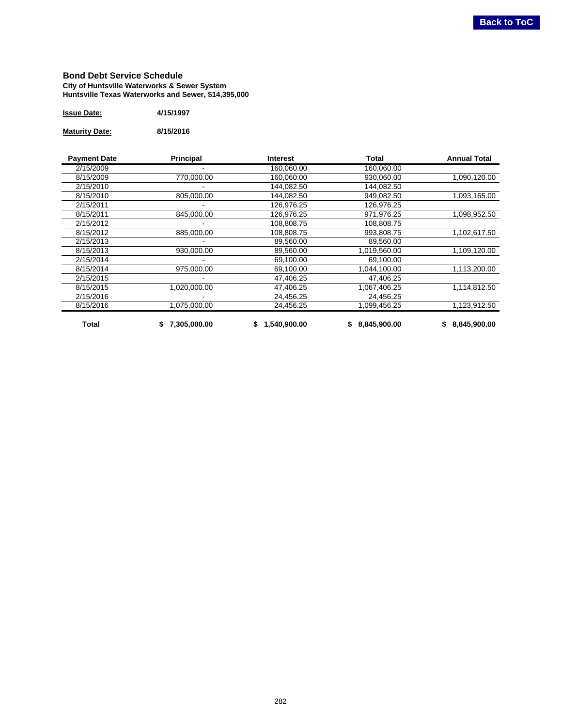**Back to ToC**

### Bond Debt Service Schedule

**City of Huntsville Waterworks & Sewer System**
**Huntsville Texas Waterworks and Sewer, $14,395,000**

**Issue Date:** **4/15/1997**

**Maturity Date:** **8/15/2016**

| Payment Date | Principal | Interest | Total | Annual Total |
|---|---|---|---|---|
| 2/15/2009 | - | 160,060.00 | 160,060.00 | |
| 8/15/2009 | 770,000.00 | 160,060.00 | 930,060.00 | 1,090,120.00 |
| 2/15/2010 | - | 144,082.50 | 144,082.50 | |
| 8/15/2010 | 805,000.00 | 144,082.50 | 949,082.50 | 1,093,165.00 |
| 2/15/2011 | - | 126,976.25 | 126,976.25 | |
| 8/15/2011 | 845,000.00 | 126,976.25 | 971,976.25 | 1,098,952.50 |
| 2/15/2012 | - | 108,808.75 | 108,808.75 | |
| 8/15/2012 | 885,000.00 | 108,808.75 | 993,808.75 | 1,102,617.50 |
| 2/15/2013 | - | 89,560.00 | 89,560.00 | |
| 8/15/2013 | 930,000.00 | 89,560.00 | 1,019,560.00 | 1,109,120.00 |
| 2/15/2014 | - | 69,100.00 | 69,100.00 | |
| 8/15/2014 | 975,000.00 | 69,100.00 | 1,044,100.00 | 1,113,200.00 |
| 2/15/2015 | - | 47,406.25 | 47,406.25 | |
| 8/15/2015 | 1,020,000.00 | 47,406.25 | 1,067,406.25 | 1,114,812.50 |
| 2/15/2016 | - | 24,456.25 | 24,456.25 | |
| 8/15/2016 | 1,075,000.00 | 24,456.25 | 1,099,456.25 | 1,123,912.50 |
| **Total** | **$ 7,305,000.00** | **$ 1,540,900.00** | **$ 8,845,900.00** | **$ 8,845,900.00** |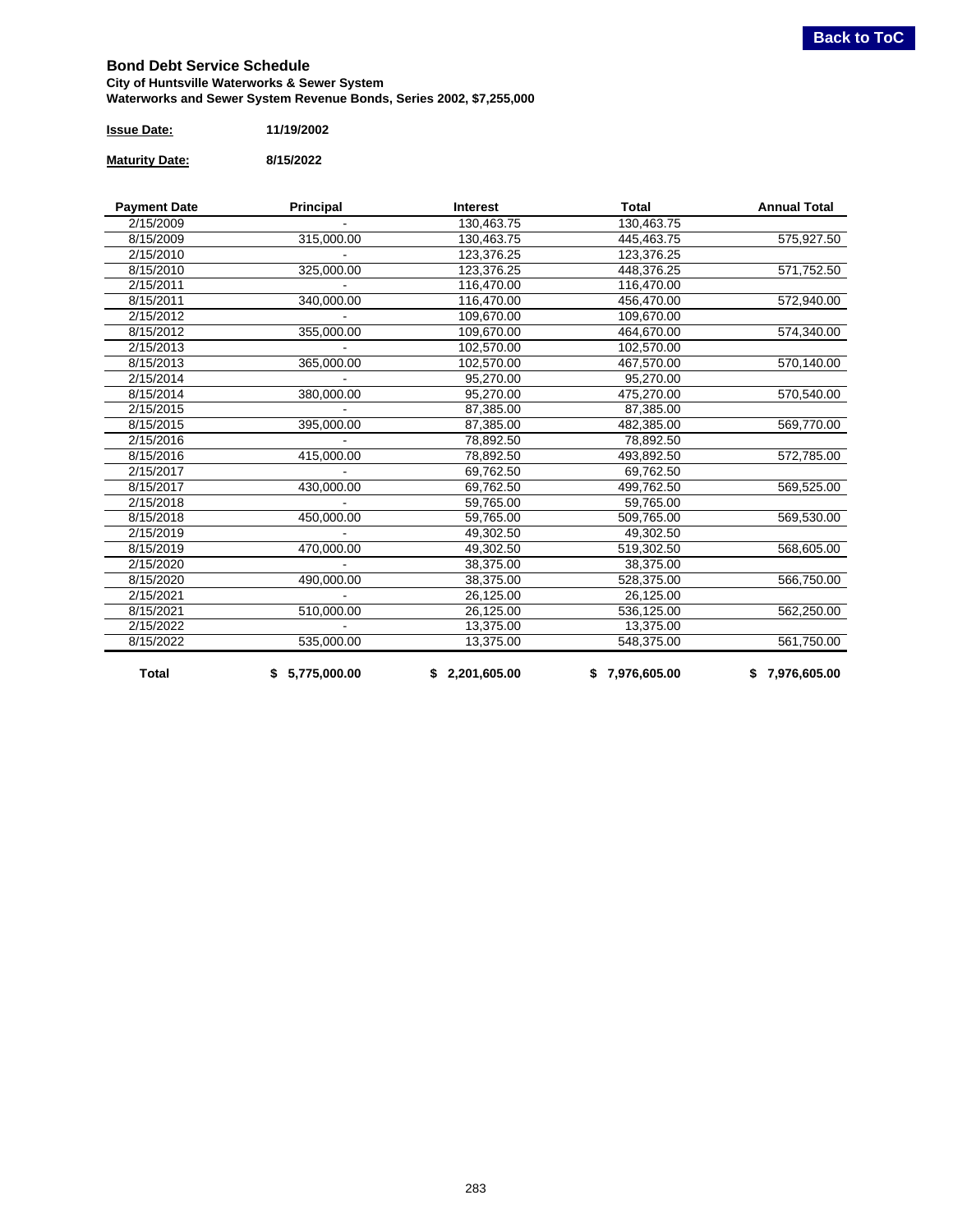[Back to ToC]

## Bond Debt Service Schedule

**City of Huntsville Waterworks & Sewer System**
**Waterworks and Sewer System Revenue Bonds, Series 2002, $7,255,000**

**Issue Date:** **11/19/2002**

**Maturity Date:** **8/15/2022**

| Payment Date | Principal | Interest | Total | Annual Total |
|---|---|---|---|---|
| 2/15/2009 | - | 130,463.75 | 130,463.75 | |
| 8/15/2009 | 315,000.00 | 130,463.75 | 445,463.75 | 575,927.50 |
| 2/15/2010 | - | 123,376.25 | 123,376.25 | |
| 8/15/2010 | 325,000.00 | 123,376.25 | 448,376.25 | 571,752.50 |
| 2/15/2011 | - | 116,470.00 | 116,470.00 | |
| 8/15/2011 | 340,000.00 | 116,470.00 | 456,470.00 | 572,940.00 |
| 2/15/2012 | - | 109,670.00 | 109,670.00 | |
| 8/15/2012 | 355,000.00 | 109,670.00 | 464,670.00 | 574,340.00 |
| 2/15/2013 | - | 102,570.00 | 102,570.00 | |
| 8/15/2013 | 365,000.00 | 102,570.00 | 467,570.00 | 570,140.00 |
| 2/15/2014 | - | 95,270.00 | 95,270.00 | |
| 8/15/2014 | 380,000.00 | 95,270.00 | 475,270.00 | 570,540.00 |
| 2/15/2015 | - | 87,385.00 | 87,385.00 | |
| 8/15/2015 | 395,000.00 | 87,385.00 | 482,385.00 | 569,770.00 |
| 2/15/2016 | - | 78,892.50 | 78,892.50 | |
| 8/15/2016 | 415,000.00 | 78,892.50 | 493,892.50 | 572,785.00 |
| 2/15/2017 | - | 69,762.50 | 69,762.50 | |
| 8/15/2017 | 430,000.00 | 69,762.50 | 499,762.50 | 569,525.00 |
| 2/15/2018 | - | 59,765.00 | 59,765.00 | |
| 8/15/2018 | 450,000.00 | 59,765.00 | 509,765.00 | 569,530.00 |
| 2/15/2019 | - | 49,302.50 | 49,302.50 | |
| 8/15/2019 | 470,000.00 | 49,302.50 | 519,302.50 | 568,605.00 |
| 2/15/2020 | - | 38,375.00 | 38,375.00 | |
| 8/15/2020 | 490,000.00 | 38,375.00 | 528,375.00 | 566,750.00 |
| 2/15/2021 | - | 26,125.00 | 26,125.00 | |
| 8/15/2021 | 510,000.00 | 26,125.00 | 536,125.00 | 562,250.00 |
| 2/15/2022 | - | 13,375.00 | 13,375.00 | |
| 8/15/2022 | 535,000.00 | 13,375.00 | 548,375.00 | 561,750.00 |
| **Total** | **$ 5,775,000.00** | **$ 2,201,605.00** | **$ 7,976,605.00** | **$ 7,976,605.00** |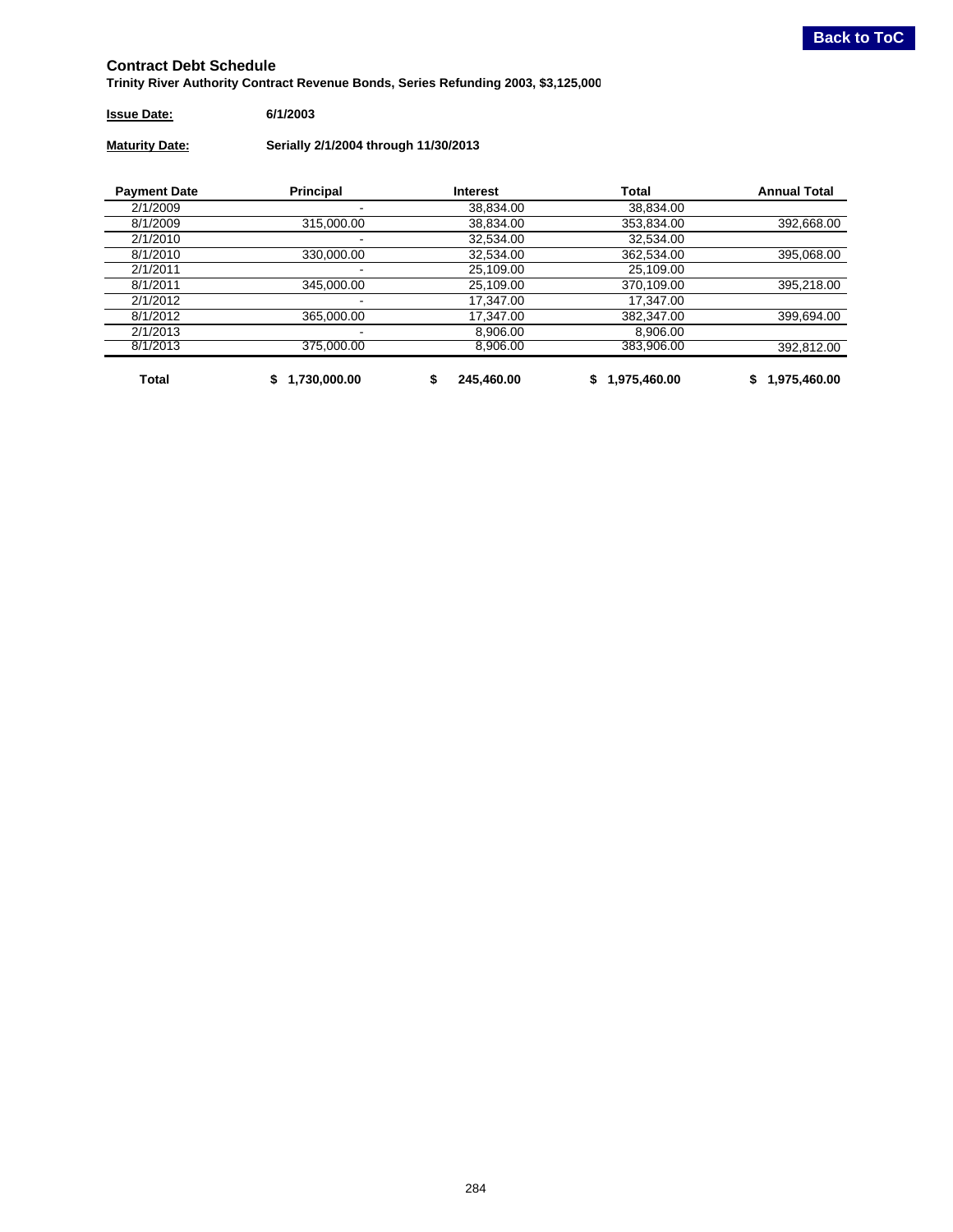## Contract Debt Schedule

**Trinity River Authority Contract Revenue Bonds, Series Refunding 2003, $3,125,000**

**Issue Date:** 6/1/2003

**Maturity Date:** Serially 2/1/2004 through 11/30/2013

| Payment Date | Principal | Interest | Total | Annual Total |
|---|---|---|---|---|
| 2/1/2009 | - | 38,834.00 | 38,834.00 | |
| 8/1/2009 | 315,000.00 | 38,834.00 | 353,834.00 | 392,668.00 |
| 2/1/2010 | - | 32,534.00 | 32,534.00 | |
| 8/1/2010 | 330,000.00 | 32,534.00 | 362,534.00 | 395,068.00 |
| 2/1/2011 | - | 25,109.00 | 25,109.00 | |
| 8/1/2011 | 345,000.00 | 25,109.00 | 370,109.00 | 395,218.00 |
| 2/1/2012 | - | 17,347.00 | 17,347.00 | |
| 8/1/2012 | 365,000.00 | 17,347.00 | 382,347.00 | 399,694.00 |
| 2/1/2013 | - | 8,906.00 | 8,906.00 | |
| 8/1/2013 | 375,000.00 | 8,906.00 | 383,906.00 | 392,812.00 |
| **Total** | **$ 1,730,000.00** | **$ 245,460.00** | **$ 1,975,460.00** | **$ 1,975,460.00** |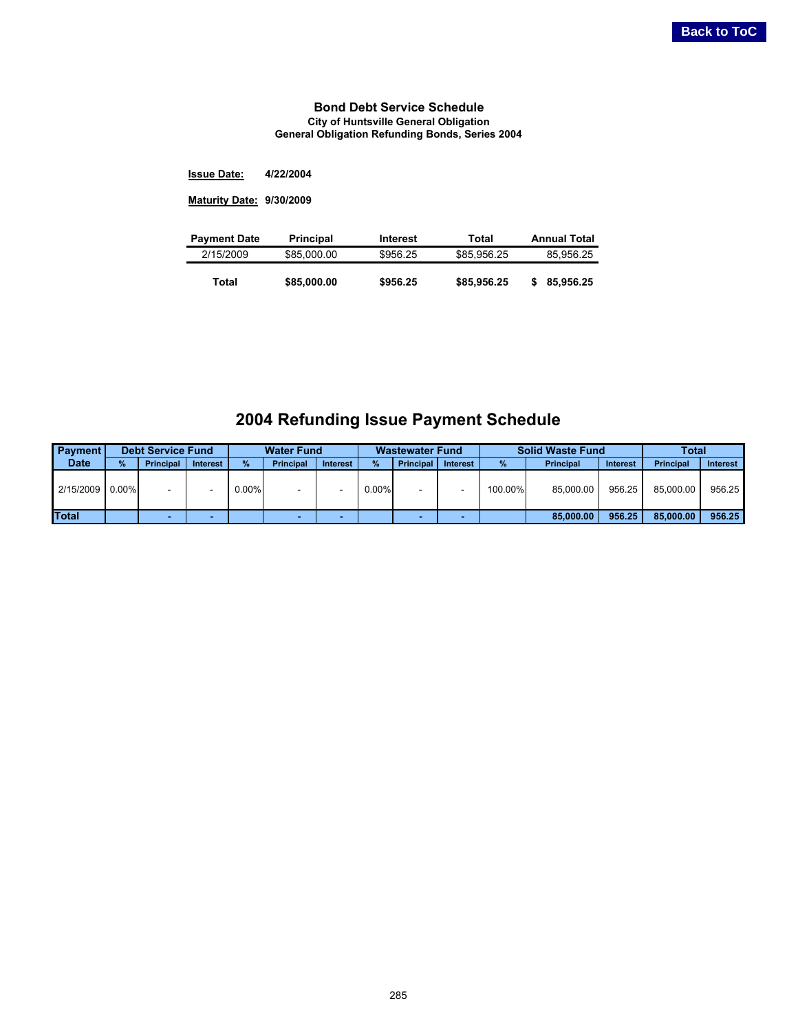Back to ToC

# Bond Debt Service Schedule

**City of Huntsville General Obligation**
**General Obligation Refunding Bonds, Series 2004**

**Issue Date:** 4/22/2004

**Maturity Date:** 9/30/2009

| Payment Date | Principal | Interest | Total | Annual Total |
|---|---|---|---|---|
| 2/15/2009 | $85,000.00 | $956.25 | $85,956.25 | 85,956.25 |
| **Total** | **$85,000.00** | **$956.25** | **$85,956.25** | **$ 85,956.25** |

# 2004 Refunding Issue Payment Schedule

| Payment Date | Debt Service Fund | | | Water Fund | | | Wastewater Fund | | | Solid Waste Fund | | | Total | |
|---|---|---|---|---|---|---|---|---|---|---|---|---|---|---|
| | % | Principal | Interest | % | Principal | Interest | % | Principal | Interest | % | Principal | Interest | Principal | Interest |
| 2/15/2009 | 0.00% | - | - | 0.00% | - | - | 0.00% | - | - | 100.00% | 85,000.00 | 956.25 | 85,000.00 | 956.25 |
| **Total** | | **-** | **-** | | **-** | **-** | | **-** | **-** | | **85,000.00** | **956.25** | **85,000.00** | **956.25** |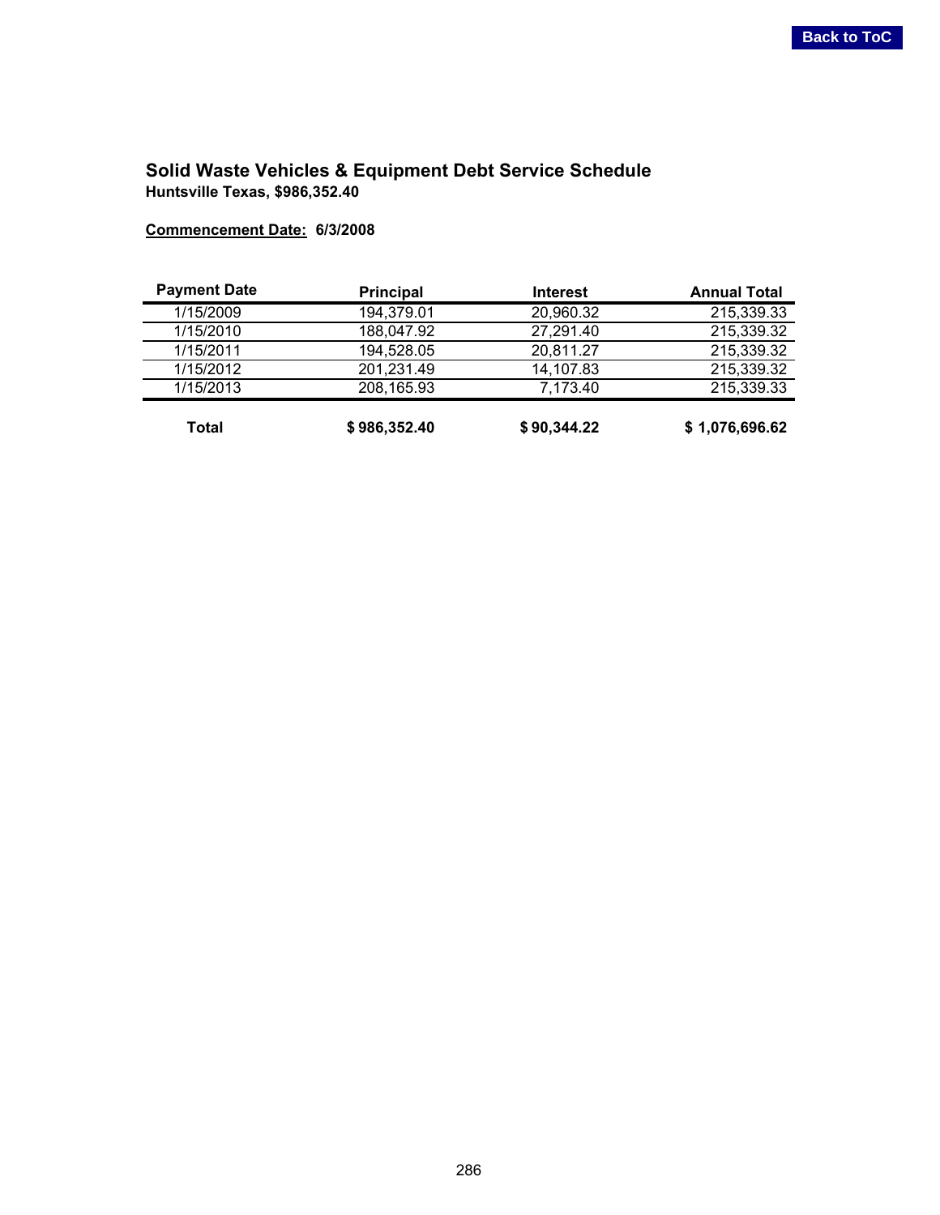## Solid Waste Vehicles & Equipment Debt Service Schedule

**Huntsville Texas, $986,352.40**

**Commencement Date: 6/3/2008**

| Payment Date | Principal | Interest | Annual Total |
|---|---|---|---|
| 1/15/2009 | 194,379.01 | 20,960.32 | 215,339.33 |
| 1/15/2010 | 188,047.92 | 27,291.40 | 215,339.32 |
| 1/15/2011 | 194,528.05 | 20,811.27 | 215,339.32 |
| 1/15/2012 | 201,231.49 | 14,107.83 | 215,339.32 |
| 1/15/2013 | 208,165.93 | 7,173.40 | 215,339.33 |
| **Total** | **$ 986,352.40** | **$ 90,344.22** | **$ 1,076,696.62** |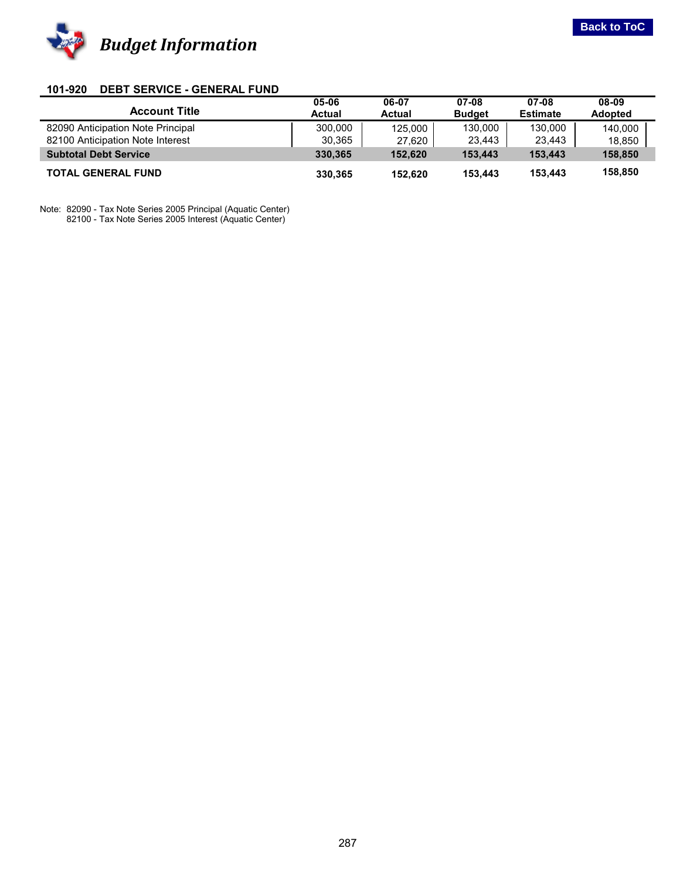# Budget Information

## 101-920 DEBT SERVICE - GENERAL FUND

| Account Title | 05-06 Actual | 06-07 Actual | 07-08 Budget | 07-08 Estimate | 08-09 Adopted |
|---|---|---|---|---|---|
| 82090 Anticipation Note Principal | 300,000 | 125,000 | 130,000 | 130,000 | 140,000 |
| 82100 Anticipation Note Interest | 30,365 | 27,620 | 23,443 | 23,443 | 18,850 |
| **Subtotal Debt Service** | **330,365** | **152,620** | **153,443** | **153,443** | **158,850** |
| **TOTAL GENERAL FUND** | **330,365** | **152,620** | **153,443** | **153,443** | **158,850** |

Note: 82090 - Tax Note Series 2005 Principal (Aquatic Center)
82100 - Tax Note Series 2005 Interest (Aquatic Center)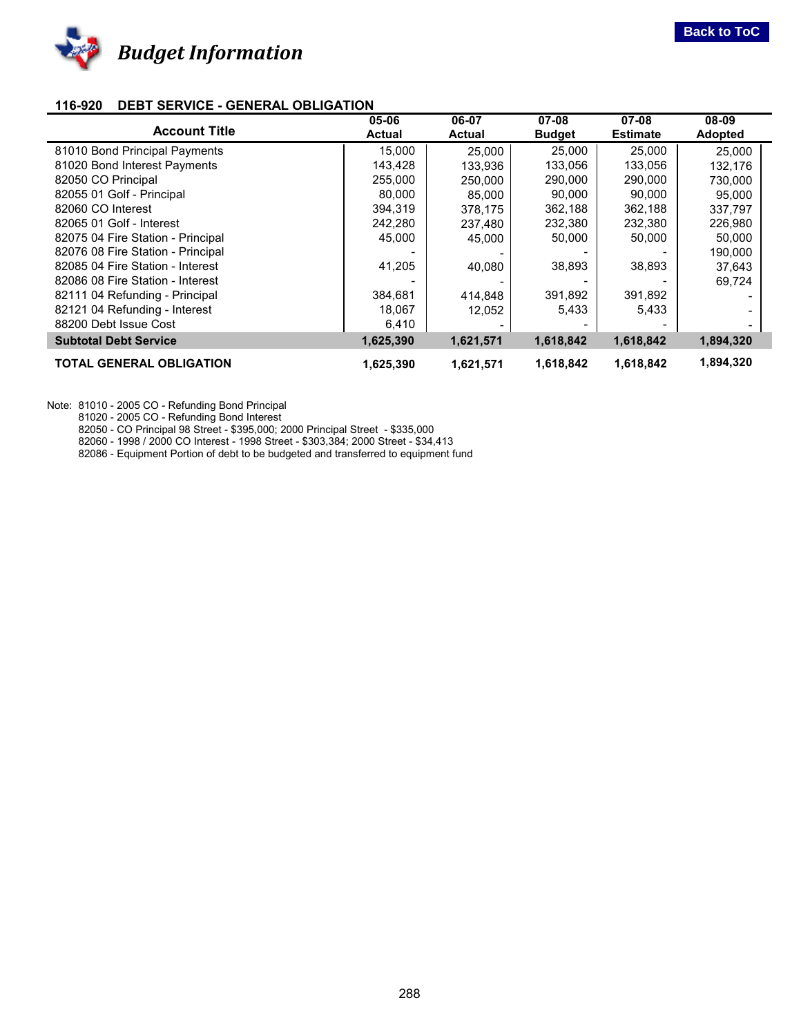# Budget Information

## 116-920 DEBT SERVICE - GENERAL OBLIGATION

| Account Title | 05-06 Actual | 06-07 Actual | 07-08 Budget | 07-08 Estimate | 08-09 Adopted |
|---|---|---|---|---|---|
| 81010 Bond Principal Payments | 15,000 | 25,000 | 25,000 | 25,000 | 25,000 |
| 81020 Bond Interest Payments | 143,428 | 133,936 | 133,056 | 133,056 | 132,176 |
| 82050 CO Principal | 255,000 | 250,000 | 290,000 | 290,000 | 730,000 |
| 82055 01 Golf - Principal | 80,000 | 85,000 | 90,000 | 90,000 | 95,000 |
| 82060 CO Interest | 394,319 | 378,175 | 362,188 | 362,188 | 337,797 |
| 82065 01 Golf - Interest | 242,280 | 237,480 | 232,380 | 232,380 | 226,980 |
| 82075 04 Fire Station - Principal | 45,000 | 45,000 | 50,000 | 50,000 | 50,000 |
| 82076 08 Fire Station - Principal | - | - | - | - | 190,000 |
| 82085 04 Fire Station - Interest | 41,205 | 40,080 | 38,893 | 38,893 | 37,643 |
| 82086 08 Fire Station - Interest | - | - | - | - | 69,724 |
| 82111 04 Refunding - Principal | 384,681 | 414,848 | 391,892 | 391,892 | - |
| 82121 04 Refunding - Interest | 18,067 | 12,052 | 5,433 | 5,433 | - |
| 88200 Debt Issue Cost | 6,410 | - | - | - | - |
| **Subtotal Debt Service** | **1,625,390** | **1,621,571** | **1,618,842** | **1,618,842** | **1,894,320** |
| **TOTAL GENERAL OBLIGATION** | **1,625,390** | **1,621,571** | **1,618,842** | **1,618,842** | **1,894,320** |

Note: 81010 - 2005 CO - Refunding Bond Principal
81020 - 2005 CO - Refunding Bond Interest
82050 - CO Principal 98 Street - $395,000; 2000 Principal Street - $335,000
82060 - 1998 / 2000 CO Interest - 1998 Street - $303,384; 2000 Street - $34,413
82086 - Equipment Portion of debt to be budgeted and transferred to equipment fund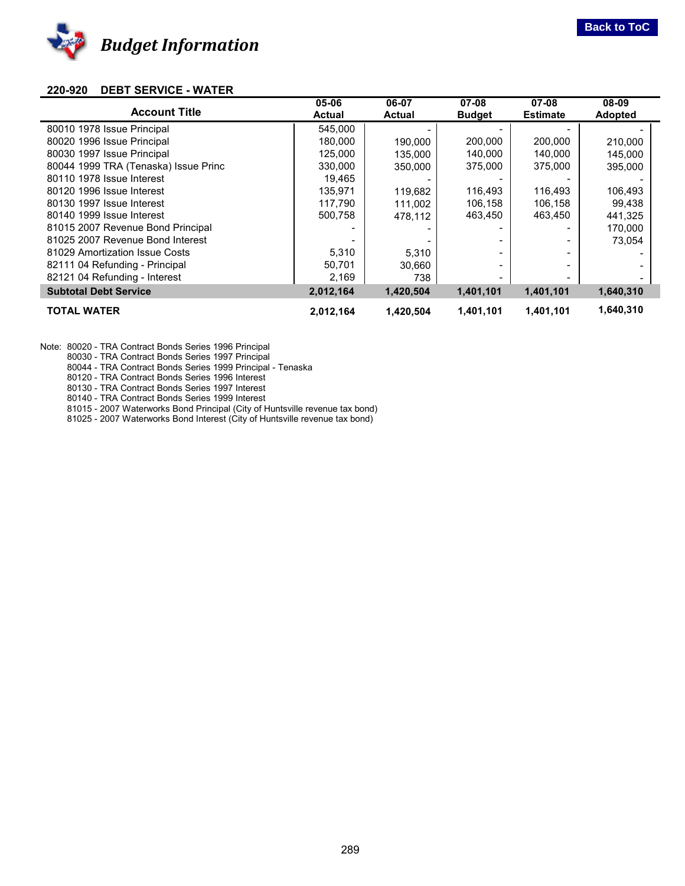# *Budget Information*

Back to ToC

## 220-920 DEBT SERVICE - WATER

| Account Title | 05-06 Actual | 06-07 Actual | 07-08 Budget | 07-08 Estimate | 08-09 Adopted |
|---|---|---|---|---|---|
| 80010 1978 Issue Principal | 545,000 | - | - | - | - |
| 80020 1996 Issue Principal | 180,000 | 190,000 | 200,000 | 200,000 | 210,000 |
| 80030 1997 Issue Principal | 125,000 | 135,000 | 140,000 | 140,000 | 145,000 |
| 80044 1999 TRA (Tenaska) Issue Princ | 330,000 | 350,000 | 375,000 | 375,000 | 395,000 |
| 80110 1978 Issue Interest | 19,465 | - | - | - | - |
| 80120 1996 Issue Interest | 135,971 | 119,682 | 116,493 | 116,493 | 106,493 |
| 80130 1997 Issue Interest | 117,790 | 111,002 | 106,158 | 106,158 | 99,438 |
| 80140 1999 Issue Interest | 500,758 | 478,112 | 463,450 | 463,450 | 441,325 |
| 81015 2007 Revenue Bond Principal | - | - | - | - | 170,000 |
| 81025 2007 Revenue Bond Interest | - | - | - | - | 73,054 |
| 81029 Amortization Issue Costs | 5,310 | 5,310 | - | - | - |
| 82111 04 Refunding - Principal | 50,701 | 30,660 | - | - | - |
| 82121 04 Refunding - Interest | 2,169 | 738 | - | - | - |
| **Subtotal Debt Service** | **2,012,164** | **1,420,504** | **1,401,101** | **1,401,101** | **1,640,310** |
| **TOTAL WATER** | **2,012,164** | **1,420,504** | **1,401,101** | **1,401,101** | **1,640,310** |

Note: 80020 - TRA Contract Bonds Series 1996 Principal
80030 - TRA Contract Bonds Series 1997 Principal
80044 - TRA Contract Bonds Series 1999 Principal - Tenaska
80120 - TRA Contract Bonds Series 1996 Interest
80130 - TRA Contract Bonds Series 1997 Interest
80140 - TRA Contract Bonds Series 1999 Interest
81015 - 2007 Waterworks Bond Principal (City of Huntsville revenue tax bond)
81025 - 2007 Waterworks Bond Interest (City of Huntsville revenue tax bond)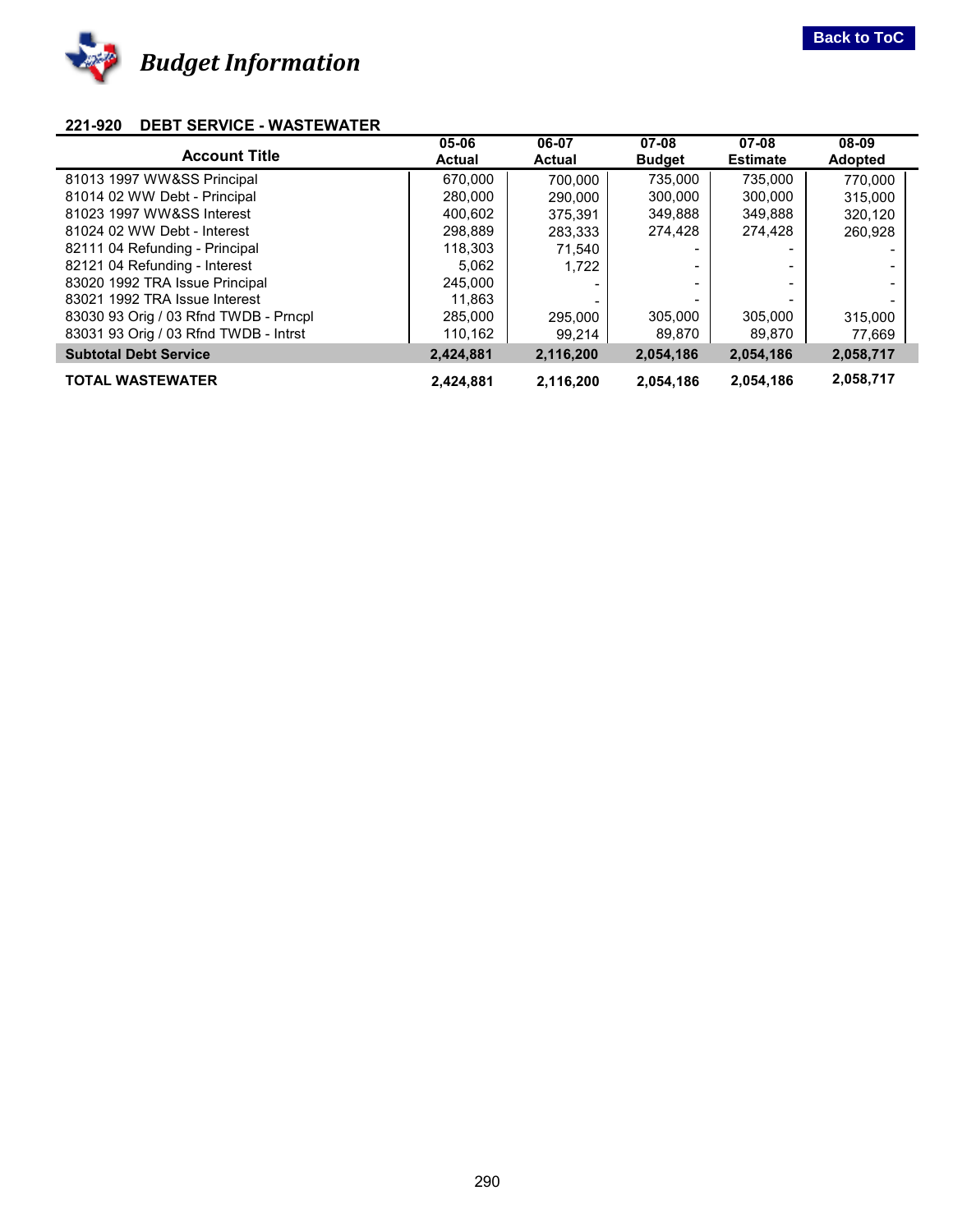# Budget Information

## 221-920 DEBT SERVICE - WASTEWATER

| Account Title | 05-06 Actual | 06-07 Actual | 07-08 Budget | 07-08 Estimate | 08-09 Adopted |
|---|---|---|---|---|---|
| 81013 1997 WW&SS Principal | 670,000 | 700,000 | 735,000 | 735,000 | 770,000 |
| 81014 02 WW Debt - Principal | 280,000 | 290,000 | 300,000 | 300,000 | 315,000 |
| 81023 1997 WW&SS Interest | 400,602 | 375,391 | 349,888 | 349,888 | 320,120 |
| 81024 02 WW Debt - Interest | 298,889 | 283,333 | 274,428 | 274,428 | 260,928 |
| 82111 04 Refunding - Principal | 118,303 | 71,540 | - | - | - |
| 82121 04 Refunding - Interest | 5,062 | 1,722 | - | - | - |
| 83020 1992 TRA Issue Principal | 245,000 | - | - | - | - |
| 83021 1992 TRA Issue Interest | 11,863 | - | - | - | - |
| 83030 93 Orig / 03 Rfnd TWDB - Prncpl | 285,000 | 295,000 | 305,000 | 305,000 | 315,000 |
| 83031 93 Orig / 03 Rfnd TWDB - Intrst | 110,162 | 99,214 | 89,870 | 89,870 | 77,669 |
| **Subtotal Debt Service** | **2,424,881** | **2,116,200** | **2,054,186** | **2,054,186** | **2,058,717** |
| **TOTAL WASTEWATER** | **2,424,881** | **2,116,200** | **2,054,186** | **2,054,186** | **2,058,717** |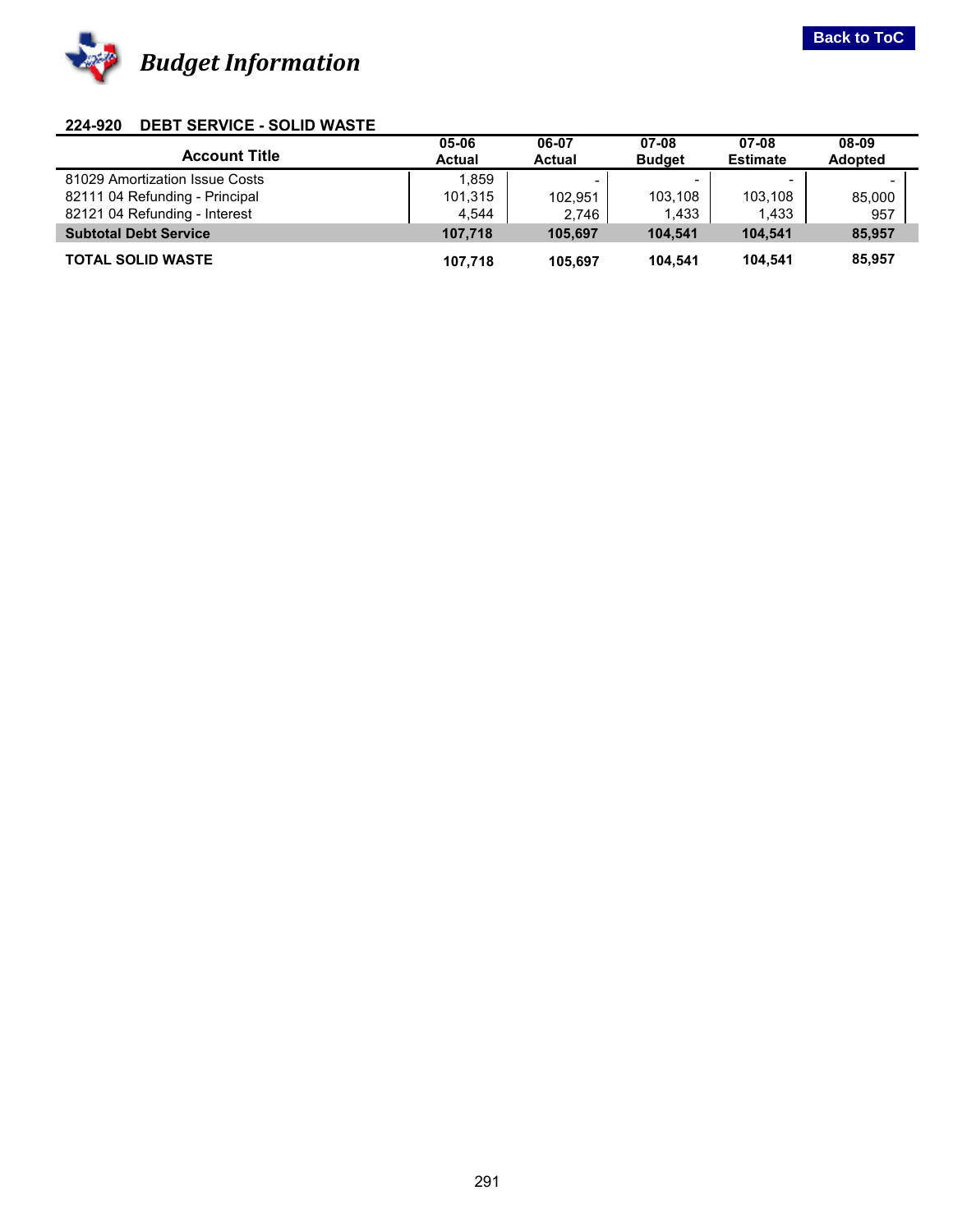# Budget Information

Back to ToC

### 224-920 DEBT SERVICE - SOLID WASTE

| Account Title | 05-06 Actual | 06-07 Actual | 07-08 Budget | 07-08 Estimate | 08-09 Adopted |
|---|---|---|---|---|---|
| 81029 Amortization Issue Costs | 1,859 | - | - | - | - |
| 82111 04 Refunding - Principal | 101,315 | 102,951 | 103,108 | 103,108 | 85,000 |
| 82121 04 Refunding - Interest | 4,544 | 2,746 | 1,433 | 1,433 | 957 |
| **Subtotal Debt Service** | **107,718** | **105,697** | **104,541** | **104,541** | **85,957** |
| **TOTAL SOLID WASTE** | **107,718** | **105,697** | **104,541** | **104,541** | **85,957** |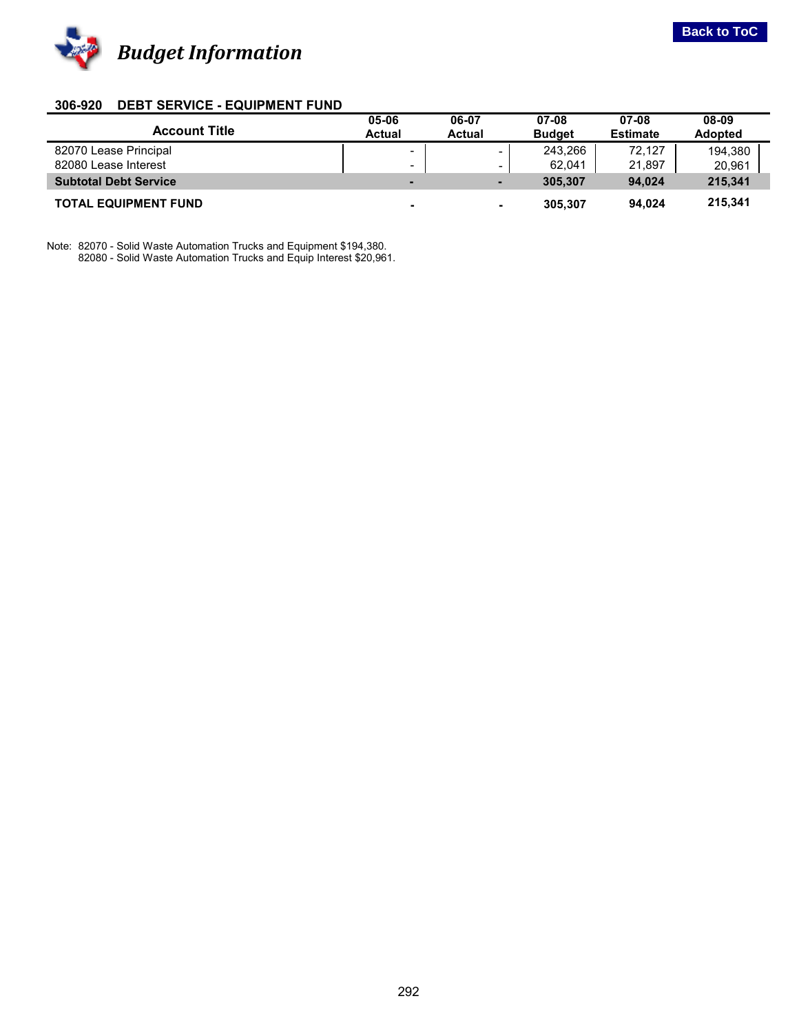# Budget Information

## 306-920 DEBT SERVICE - EQUIPMENT FUND

| Account Title | 05-06 Actual | 06-07 Actual | 07-08 Budget | 07-08 Estimate | 08-09 Adopted |
|---|---|---|---|---|---|
| 82070 Lease Principal | - | - | 243,266 | 72,127 | 194,380 |
| 82080 Lease Interest | - | - | 62,041 | 21,897 | 20,961 |
| **Subtotal Debt Service** | **-** | **-** | **305,307** | **94,024** | **215,341** |
| **TOTAL EQUIPMENT FUND** | **-** | **-** | **305,307** | **94,024** | **215,341** |

Note: 82070 - Solid Waste Automation Trucks and Equipment $194,380.
82080 - Solid Waste Automation Trucks and Equip Interest $20,961.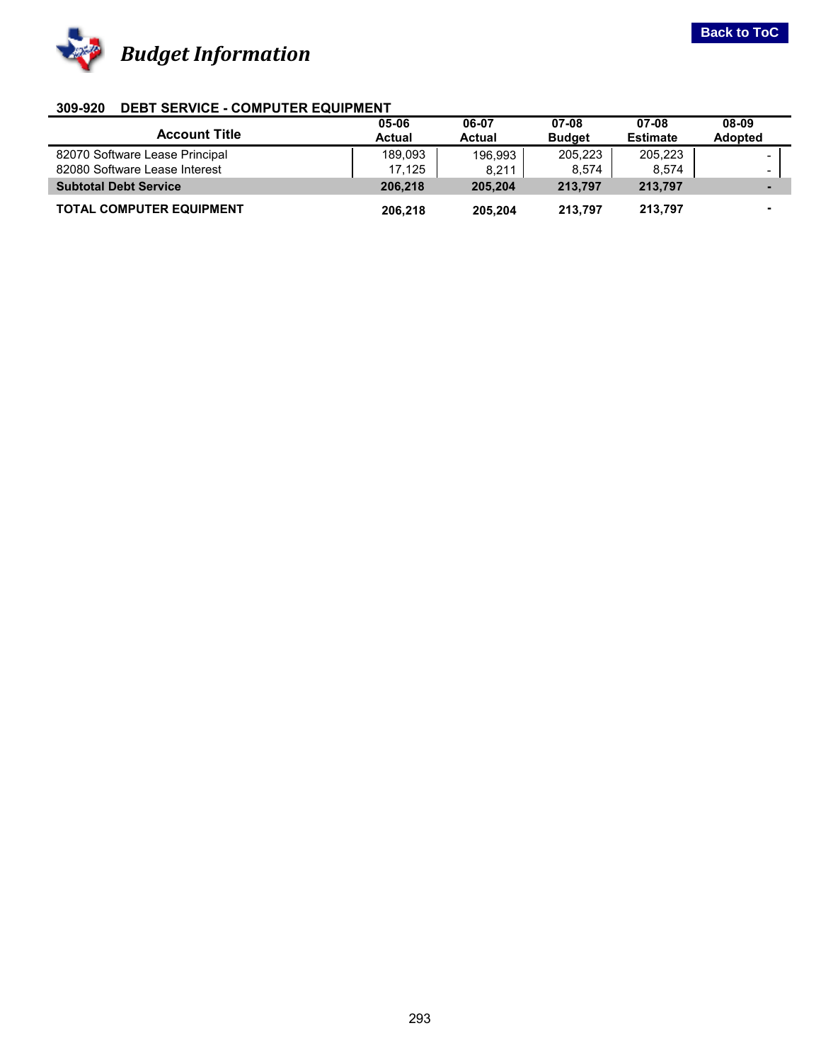# *Budget Information*

Back to ToC

## 309-920 DEBT SERVICE - COMPUTER EQUIPMENT

| Account Title | 05-06 Actual | 06-07 Actual | 07-08 Budget | 07-08 Estimate | 08-09 Adopted |
|---|---|---|---|---|---|
| 82070 Software Lease Principal | 189,093 | 196,993 | 205,223 | 205,223 | - |
| 82080 Software Lease Interest | 17,125 | 8,211 | 8,574 | 8,574 | - |
| **Subtotal Debt Service** | **206,218** | **205,204** | **213,797** | **213,797** | **-** |
| **TOTAL COMPUTER EQUIPMENT** | **206,218** | **205,204** | **213,797** | **213,797** | **-** |